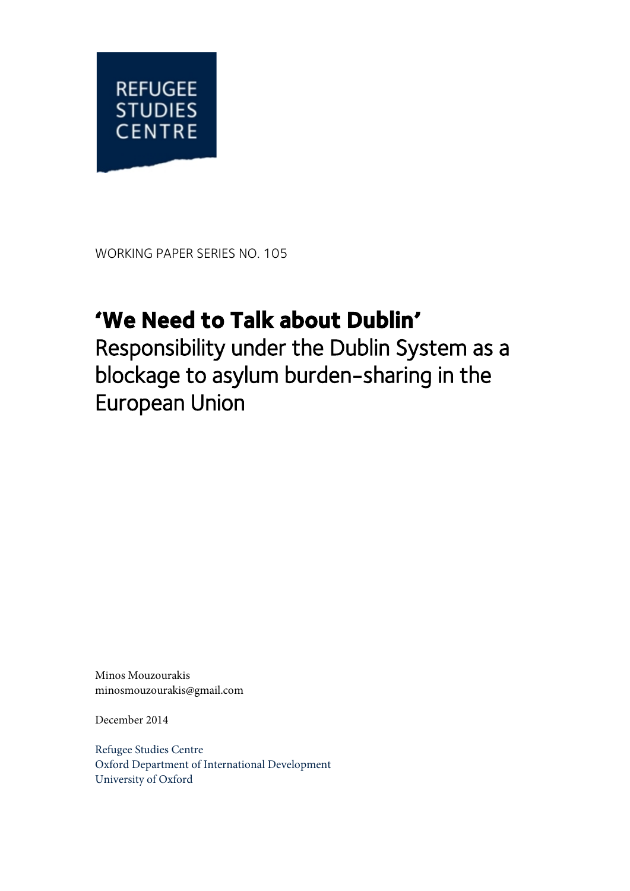REFUGEE STUDIES CENTRE

WORKING PAPER SERIES NO. 105

# 'We Need to Talk about Dublin'

## Responsibility under the Dublin System as a blockage to asylum burden-sharing in the European Union

Minos Mouzourakis
minosmouzourakis@gmail.com

December 2014

Refugee Studies Centre
Oxford Department of International Development
University of Oxford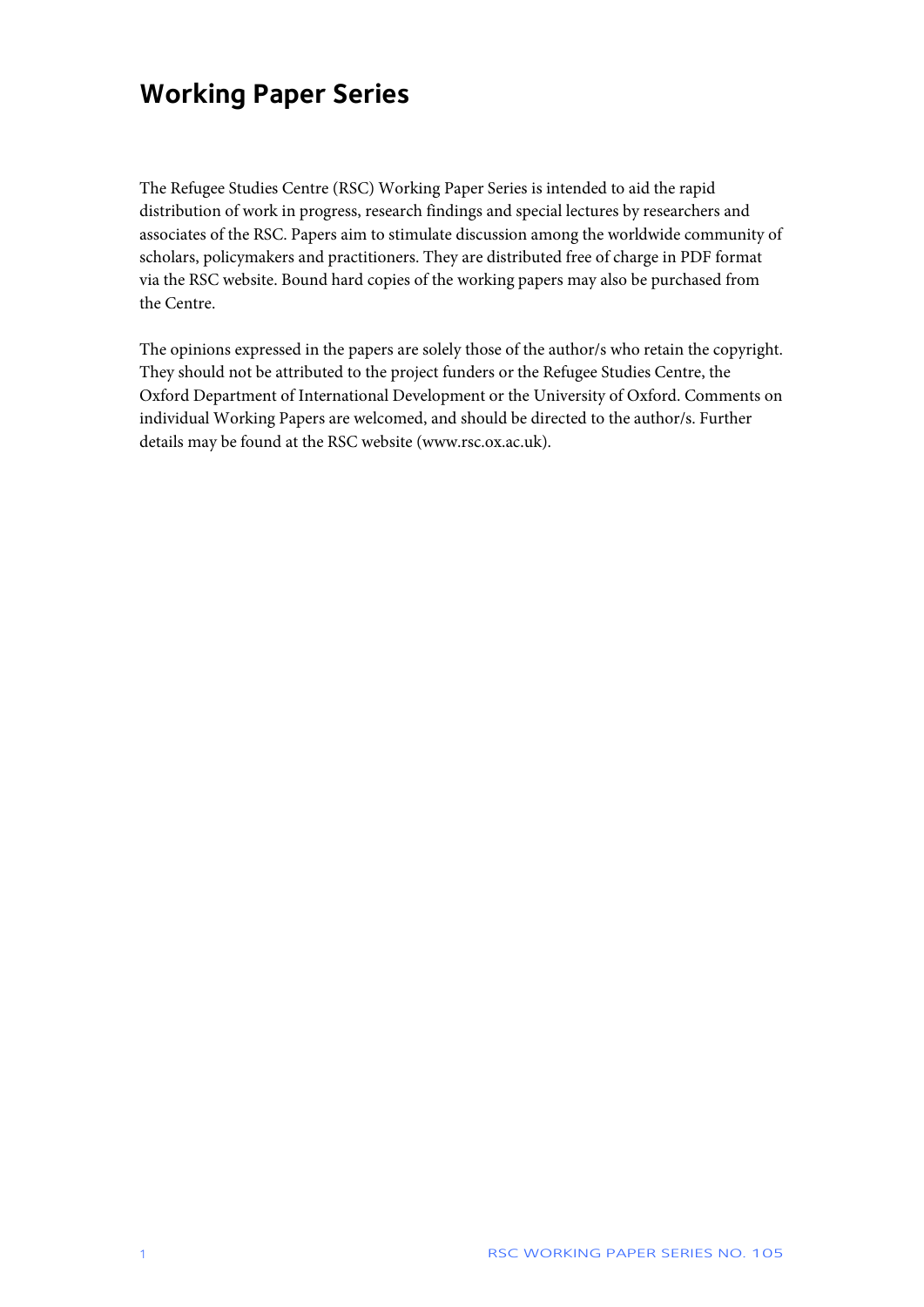# Working Paper Series

The Refugee Studies Centre (RSC) Working Paper Series is intended to aid the rapid distribution of work in progress, research findings and special lectures by researchers and associates of the RSC. Papers aim to stimulate discussion among the worldwide community of scholars, policymakers and practitioners. They are distributed free of charge in PDF format via the RSC website. Bound hard copies of the working papers may also be purchased from the Centre.

The opinions expressed in the papers are solely those of the author/s who retain the copyright. They should not be attributed to the project funders or the Refugee Studies Centre, the Oxford Department of International Development or the University of Oxford. Comments on individual Working Papers are welcomed, and should be directed to the author/s. Further details may be found at the RSC website (www.rsc.ox.ac.uk).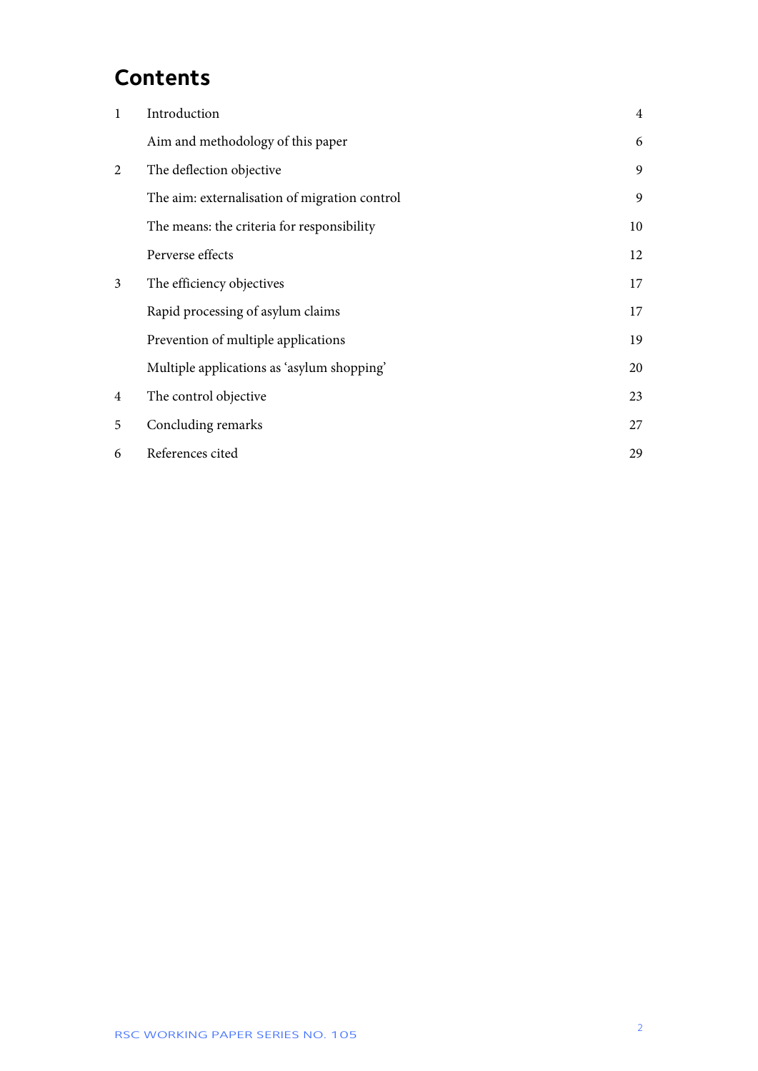# Contents

| | | |
|---|---|---|
| 1 | Introduction | 4 |
| | Aim and methodology of this paper | 6 |
| 2 | The deflection objective | 9 |
| | The aim: externalisation of migration control | 9 |
| | The means: the criteria for responsibility | 10 |
| | Perverse effects | 12 |
| 3 | The efficiency objectives | 17 |
| | Rapid processing of asylum claims | 17 |
| | Prevention of multiple applications | 19 |
| | Multiple applications as 'asylum shopping' | 20 |
| 4 | The control objective | 23 |
| 5 | Concluding remarks | 27 |
| 6 | References cited | 29 |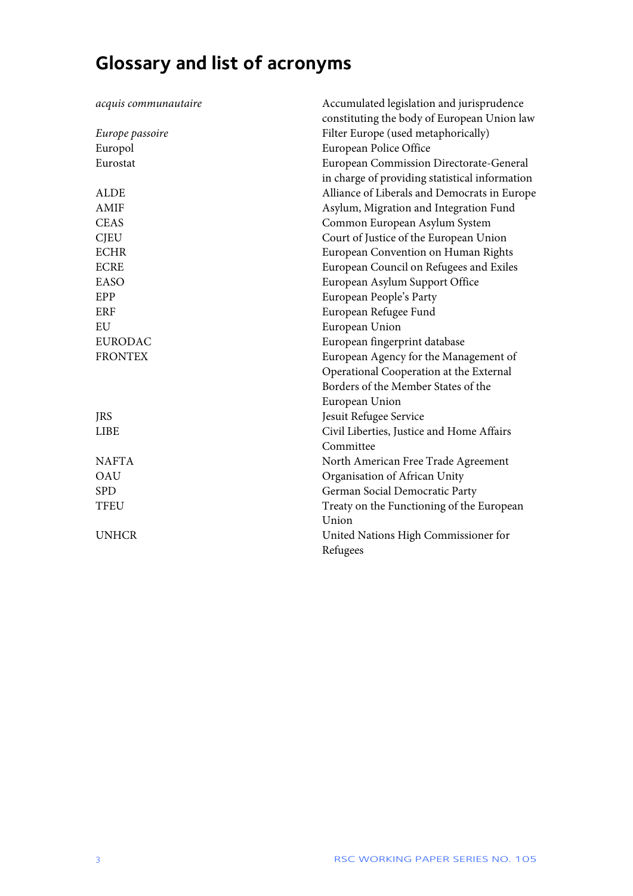# Glossary and list of acronyms

| | |
|---|---|
| *acquis communautaire* | Accumulated legislation and jurisprudence constituting the body of European Union law |
| *Europe passoire* | Filter Europe (used metaphorically) |
| Europol | European Police Office |
| Eurostat | European Commission Directorate-General in charge of providing statistical information |
| ALDE | Alliance of Liberals and Democrats in Europe |
| AMIF | Asylum, Migration and Integration Fund |
| CEAS | Common European Asylum System |
| CJEU | Court of Justice of the European Union |
| ECHR | European Convention on Human Rights |
| ECRE | European Council on Refugees and Exiles |
| EASO | European Asylum Support Office |
| EPP | European People's Party |
| ERF | European Refugee Fund |
| EU | European Union |
| EURODAC | European fingerprint database |
| FRONTEX | European Agency for the Management of Operational Cooperation at the External Borders of the Member States of the European Union |
| JRS | Jesuit Refugee Service |
| LIBE | Civil Liberties, Justice and Home Affairs Committee |
| NAFTA | North American Free Trade Agreement |
| OAU | Organisation of African Unity |
| SPD | German Social Democratic Party |
| TFEU | Treaty on the Functioning of the European Union |
| UNHCR | United Nations High Commissioner for Refugees |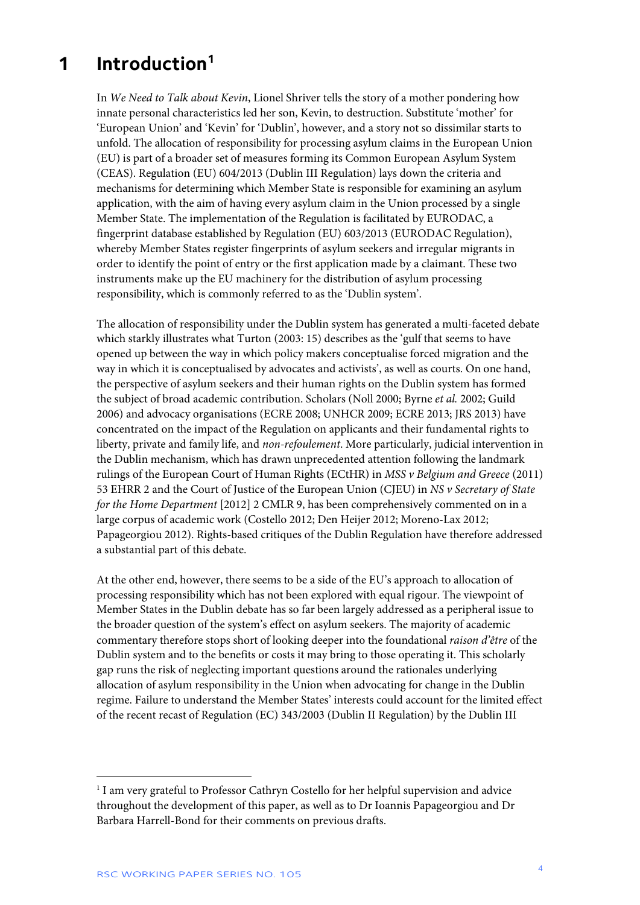# 1 Introduction[1]

In *We Need to Talk about Kevin*, Lionel Shriver tells the story of a mother pondering how innate personal characteristics led her son, Kevin, to destruction. Substitute 'mother' for 'European Union' and 'Kevin' for 'Dublin', however, and a story not so dissimilar starts to unfold. The allocation of responsibility for processing asylum claims in the European Union (EU) is part of a broader set of measures forming its Common European Asylum System (CEAS). Regulation (EU) 604/2013 (Dublin III Regulation) lays down the criteria and mechanisms for determining which Member State is responsible for examining an asylum application, with the aim of having every asylum claim in the Union processed by a single Member State. The implementation of the Regulation is facilitated by EURODAC, a fingerprint database established by Regulation (EU) 603/2013 (EURODAC Regulation), whereby Member States register fingerprints of asylum seekers and irregular migrants in order to identify the point of entry or the first application made by a claimant. These two instruments make up the EU machinery for the distribution of asylum processing responsibility, which is commonly referred to as the 'Dublin system'.

The allocation of responsibility under the Dublin system has generated a multi-faceted debate which starkly illustrates what Turton (2003: 15) describes as the 'gulf that seems to have opened up between the way in which policy makers conceptualise forced migration and the way in which it is conceptualised by advocates and activists', as well as courts. On one hand, the perspective of asylum seekers and their human rights on the Dublin system has formed the subject of broad academic contribution. Scholars (Noll 2000; Byrne *et al.* 2002; Guild 2006) and advocacy organisations (ECRE 2008; UNHCR 2009; ECRE 2013; JRS 2013) have concentrated on the impact of the Regulation on applicants and their fundamental rights to liberty, private and family life, and *non-refoulement*. More particularly, judicial intervention in the Dublin mechanism, which has drawn unprecedented attention following the landmark rulings of the European Court of Human Rights (ECtHR) in *MSS v Belgium and Greece* (2011) 53 EHRR 2 and the Court of Justice of the European Union (CJEU) in *NS v Secretary of State for the Home Department* [2012] 2 CMLR 9, has been comprehensively commented on in a large corpus of academic work (Costello 2012; Den Heijer 2012; Moreno-Lax 2012; Papageorgiou 2012). Rights-based critiques of the Dublin Regulation have therefore addressed a substantial part of this debate.

At the other end, however, there seems to be a side of the EU's approach to allocation of processing responsibility which has not been explored with equal rigour. The viewpoint of Member States in the Dublin debate has so far been largely addressed as a peripheral issue to the broader question of the system's effect on asylum seekers. The majority of academic commentary therefore stops short of looking deeper into the foundational *raison d'être* of the Dublin system and to the benefits or costs it may bring to those operating it. This scholarly gap runs the risk of neglecting important questions around the rationales underlying allocation of asylum responsibility in the Union when advocating for change in the Dublin regime. Failure to understand the Member States' interests could account for the limited effect of the recent recast of Regulation (EC) 343/2003 (Dublin II Regulation) by the Dublin III

---

[1] I am very grateful to Professor Cathryn Costello for her helpful supervision and advice throughout the development of this paper, as well as to Dr Ioannis Papageorgiou and Dr Barbara Harrell-Bond for their comments on previous drafts.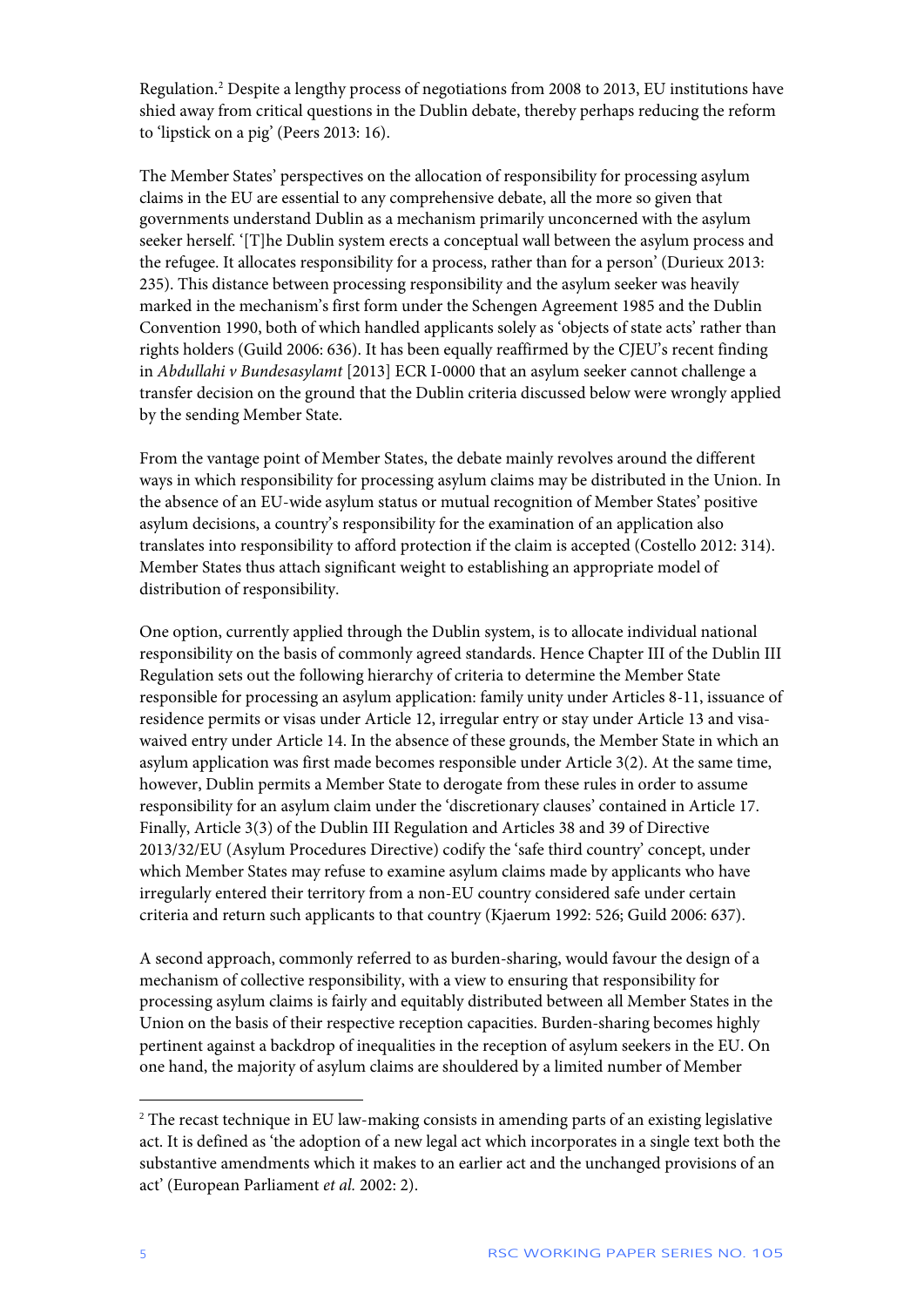Regulation.[2] Despite a lengthy process of negotiations from 2008 to 2013, EU institutions have shied away from critical questions in the Dublin debate, thereby perhaps reducing the reform to 'lipstick on a pig' (Peers 2013: 16).

The Member States' perspectives on the allocation of responsibility for processing asylum claims in the EU are essential to any comprehensive debate, all the more so given that governments understand Dublin as a mechanism primarily unconcerned with the asylum seeker herself. '[T]he Dublin system erects a conceptual wall between the asylum process and the refugee. It allocates responsibility for a process, rather than for a person' (Durieux 2013: 235). This distance between processing responsibility and the asylum seeker was heavily marked in the mechanism's first form under the Schengen Agreement 1985 and the Dublin Convention 1990, both of which handled applicants solely as 'objects of state acts' rather than rights holders (Guild 2006: 636). It has been equally reaffirmed by the CJEU's recent finding in *Abdullahi v Bundesasylamt* [2013] ECR I-0000 that an asylum seeker cannot challenge a transfer decision on the ground that the Dublin criteria discussed below were wrongly applied by the sending Member State.

From the vantage point of Member States, the debate mainly revolves around the different ways in which responsibility for processing asylum claims may be distributed in the Union. In the absence of an EU-wide asylum status or mutual recognition of Member States' positive asylum decisions, a country's responsibility for the examination of an application also translates into responsibility to afford protection if the claim is accepted (Costello 2012: 314). Member States thus attach significant weight to establishing an appropriate model of distribution of responsibility.

One option, currently applied through the Dublin system, is to allocate individual national responsibility on the basis of commonly agreed standards. Hence Chapter III of the Dublin III Regulation sets out the following hierarchy of criteria to determine the Member State responsible for processing an asylum application: family unity under Articles 8-11, issuance of residence permits or visas under Article 12, irregular entry or stay under Article 13 and visa-waived entry under Article 14. In the absence of these grounds, the Member State in which an asylum application was first made becomes responsible under Article 3(2). At the same time, however, Dublin permits a Member State to derogate from these rules in order to assume responsibility for an asylum claim under the 'discretionary clauses' contained in Article 17. Finally, Article 3(3) of the Dublin III Regulation and Articles 38 and 39 of Directive 2013/32/EU (Asylum Procedures Directive) codify the 'safe third country' concept, under which Member States may refuse to examine asylum claims made by applicants who have irregularly entered their territory from a non-EU country considered safe under certain criteria and return such applicants to that country (Kjaerum 1992: 526; Guild 2006: 637).

A second approach, commonly referred to as burden-sharing, would favour the design of a mechanism of collective responsibility, with a view to ensuring that responsibility for processing asylum claims is fairly and equitably distributed between all Member States in the Union on the basis of their respective reception capacities. Burden-sharing becomes highly pertinent against a backdrop of inequalities in the reception of asylum seekers in the EU. On one hand, the majority of asylum claims are shouldered by a limited number of Member

[2] The recast technique in EU law-making consists in amending parts of an existing legislative act. It is defined as 'the adoption of a new legal act which incorporates in a single text both the substantive amendments which it makes to an earlier act and the unchanged provisions of an act' (European Parliament *et al.* 2002: 2).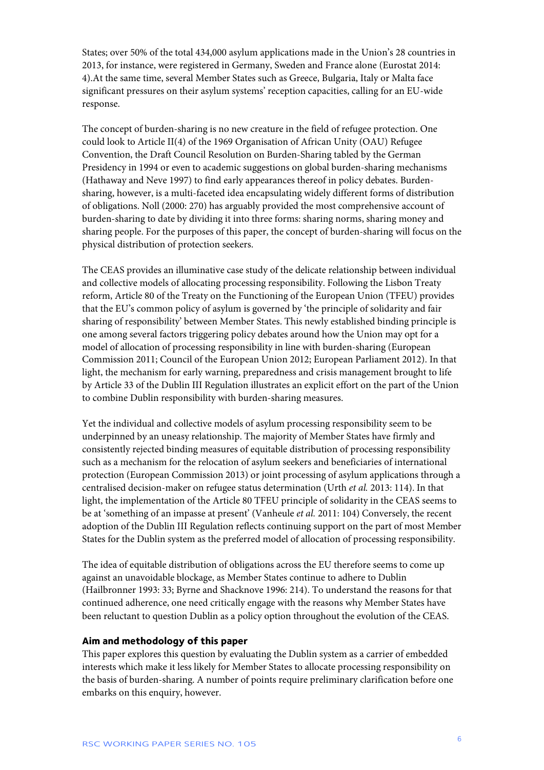States; over 50% of the total 434,000 asylum applications made in the Union's 28 countries in 2013, for instance, were registered in Germany, Sweden and France alone (Eurostat 2014: 4).At the same time, several Member States such as Greece, Bulgaria, Italy or Malta face significant pressures on their asylum systems' reception capacities, calling for an EU-wide response.

The concept of burden-sharing is no new creature in the field of refugee protection. One could look to Article II(4) of the 1969 Organisation of African Unity (OAU) Refugee Convention, the Draft Council Resolution on Burden-Sharing tabled by the German Presidency in 1994 or even to academic suggestions on global burden-sharing mechanisms (Hathaway and Neve 1997) to find early appearances thereof in policy debates. Burden-sharing, however, is a multi-faceted idea encapsulating widely different forms of distribution of obligations. Noll (2000: 270) has arguably provided the most comprehensive account of burden-sharing to date by dividing it into three forms: sharing norms, sharing money and sharing people. For the purposes of this paper, the concept of burden-sharing will focus on the physical distribution of protection seekers.

The CEAS provides an illuminative case study of the delicate relationship between individual and collective models of allocating processing responsibility. Following the Lisbon Treaty reform, Article 80 of the Treaty on the Functioning of the European Union (TFEU) provides that the EU's common policy of asylum is governed by 'the principle of solidarity and fair sharing of responsibility' between Member States. This newly established binding principle is one among several factors triggering policy debates around how the Union may opt for a model of allocation of processing responsibility in line with burden-sharing (European Commission 2011; Council of the European Union 2012; European Parliament 2012). In that light, the mechanism for early warning, preparedness and crisis management brought to life by Article 33 of the Dublin III Regulation illustrates an explicit effort on the part of the Union to combine Dublin responsibility with burden-sharing measures.

Yet the individual and collective models of asylum processing responsibility seem to be underpinned by an uneasy relationship. The majority of Member States have firmly and consistently rejected binding measures of equitable distribution of processing responsibility such as a mechanism for the relocation of asylum seekers and beneficiaries of international protection (European Commission 2013) or joint processing of asylum applications through a centralised decision-maker on refugee status determination (Urth *et al.* 2013: 114). In that light, the implementation of the Article 80 TFEU principle of solidarity in the CEAS seems to be at 'something of an impasse at present' (Vanheule *et al.* 2011: 104) Conversely, the recent adoption of the Dublin III Regulation reflects continuing support on the part of most Member States for the Dublin system as the preferred model of allocation of processing responsibility.

The idea of equitable distribution of obligations across the EU therefore seems to come up against an unavoidable blockage, as Member States continue to adhere to Dublin (Hailbronner 1993: 33; Byrne and Shacknove 1996: 214). To understand the reasons for that continued adherence, one need critically engage with the reasons why Member States have been reluctant to question Dublin as a policy option throughout the evolution of the CEAS.

### Aim and methodology of this paper

This paper explores this question by evaluating the Dublin system as a carrier of embedded interests which make it less likely for Member States to allocate processing responsibility on the basis of burden-sharing. A number of points require preliminary clarification before one embarks on this enquiry, however.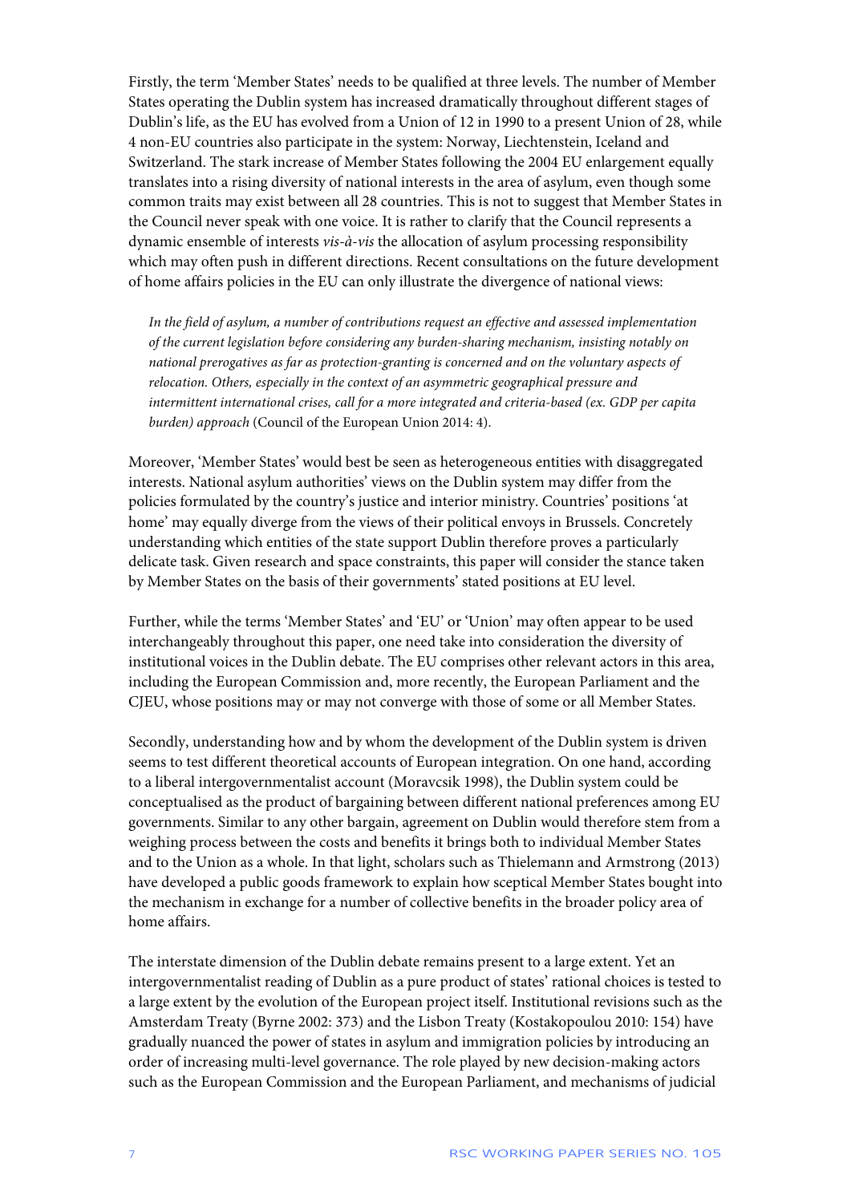Firstly, the term 'Member States' needs to be qualified at three levels. The number of Member States operating the Dublin system has increased dramatically throughout different stages of Dublin's life, as the EU has evolved from a Union of 12 in 1990 to a present Union of 28, while 4 non-EU countries also participate in the system: Norway, Liechtenstein, Iceland and Switzerland. The stark increase of Member States following the 2004 EU enlargement equally translates into a rising diversity of national interests in the area of asylum, even though some common traits may exist between all 28 countries. This is not to suggest that Member States in the Council never speak with one voice. It is rather to clarify that the Council represents a dynamic ensemble of interests *vis-à-vis* the allocation of asylum processing responsibility which may often push in different directions. Recent consultations on the future development of home affairs policies in the EU can only illustrate the divergence of national views:

> *In the field of asylum, a number of contributions request an effective and assessed implementation of the current legislation before considering any burden-sharing mechanism, insisting notably on national prerogatives as far as protection-granting is concerned and on the voluntary aspects of relocation. Others, especially in the context of an asymmetric geographical pressure and intermittent international crises, call for a more integrated and criteria-based (ex. GDP per capita burden) approach* (Council of the European Union 2014: 4).

Moreover, 'Member States' would best be seen as heterogeneous entities with disaggregated interests. National asylum authorities' views on the Dublin system may differ from the policies formulated by the country's justice and interior ministry. Countries' positions 'at home' may equally diverge from the views of their political envoys in Brussels. Concretely understanding which entities of the state support Dublin therefore proves a particularly delicate task. Given research and space constraints, this paper will consider the stance taken by Member States on the basis of their governments' stated positions at EU level.

Further, while the terms 'Member States' and 'EU' or 'Union' may often appear to be used interchangeably throughout this paper, one need take into consideration the diversity of institutional voices in the Dublin debate. The EU comprises other relevant actors in this area, including the European Commission and, more recently, the European Parliament and the CJEU, whose positions may or may not converge with those of some or all Member States.

Secondly, understanding how and by whom the development of the Dublin system is driven seems to test different theoretical accounts of European integration. On one hand, according to a liberal intergovernmentalist account (Moravcsik 1998), the Dublin system could be conceptualised as the product of bargaining between different national preferences among EU governments. Similar to any other bargain, agreement on Dublin would therefore stem from a weighing process between the costs and benefits it brings both to individual Member States and to the Union as a whole. In that light, scholars such as Thielemann and Armstrong (2013) have developed a public goods framework to explain how sceptical Member States bought into the mechanism in exchange for a number of collective benefits in the broader policy area of home affairs.

The interstate dimension of the Dublin debate remains present to a large extent. Yet an intergovernmentalist reading of Dublin as a pure product of states' rational choices is tested to a large extent by the evolution of the European project itself. Institutional revisions such as the Amsterdam Treaty (Byrne 2002: 373) and the Lisbon Treaty (Kostakopoulou 2010: 154) have gradually nuanced the power of states in asylum and immigration policies by introducing an order of increasing multi-level governance. The role played by new decision-making actors such as the European Commission and the European Parliament, and mechanisms of judicial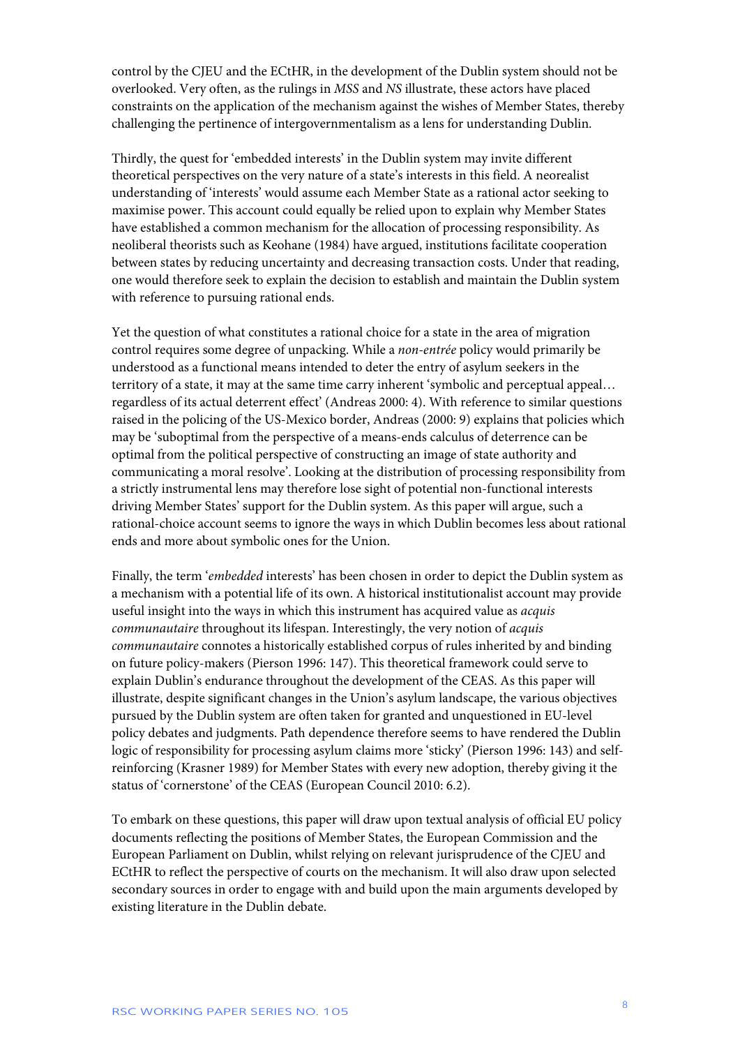control by the CJEU and the ECtHR, in the development of the Dublin system should not be overlooked. Very often, as the rulings in *MSS* and *NS* illustrate, these actors have placed constraints on the application of the mechanism against the wishes of Member States, thereby challenging the pertinence of intergovernmentalism as a lens for understanding Dublin.

Thirdly, the quest for 'embedded interests' in the Dublin system may invite different theoretical perspectives on the very nature of a state's interests in this field. A neorealist understanding of 'interests' would assume each Member State as a rational actor seeking to maximise power. This account could equally be relied upon to explain why Member States have established a common mechanism for the allocation of processing responsibility. As neoliberal theorists such as Keohane (1984) have argued, institutions facilitate cooperation between states by reducing uncertainty and decreasing transaction costs. Under that reading, one would therefore seek to explain the decision to establish and maintain the Dublin system with reference to pursuing rational ends.

Yet the question of what constitutes a rational choice for a state in the area of migration control requires some degree of unpacking. While a *non-entrée* policy would primarily be understood as a functional means intended to deter the entry of asylum seekers in the territory of a state, it may at the same time carry inherent 'symbolic and perceptual appeal… regardless of its actual deterrent effect' (Andreas 2000: 4). With reference to similar questions raised in the policing of the US-Mexico border, Andreas (2000: 9) explains that policies which may be 'suboptimal from the perspective of a means-ends calculus of deterrence can be optimal from the political perspective of constructing an image of state authority and communicating a moral resolve'. Looking at the distribution of processing responsibility from a strictly instrumental lens may therefore lose sight of potential non-functional interests driving Member States' support for the Dublin system. As this paper will argue, such a rational-choice account seems to ignore the ways in which Dublin becomes less about rational ends and more about symbolic ones for the Union.

Finally, the term '*embedded* interests' has been chosen in order to depict the Dublin system as a mechanism with a potential life of its own. A historical institutionalist account may provide useful insight into the ways in which this instrument has acquired value as *acquis communautaire* throughout its lifespan. Interestingly, the very notion of *acquis communautaire* connotes a historically established corpus of rules inherited by and binding on future policy-makers (Pierson 1996: 147). This theoretical framework could serve to explain Dublin's endurance throughout the development of the CEAS. As this paper will illustrate, despite significant changes in the Union's asylum landscape, the various objectives pursued by the Dublin system are often taken for granted and unquestioned in EU-level policy debates and judgments. Path dependence therefore seems to have rendered the Dublin logic of responsibility for processing asylum claims more 'sticky' (Pierson 1996: 143) and self-reinforcing (Krasner 1989) for Member States with every new adoption, thereby giving it the status of 'cornerstone' of the CEAS (European Council 2010: 6.2).

To embark on these questions, this paper will draw upon textual analysis of official EU policy documents reflecting the positions of Member States, the European Commission and the European Parliament on Dublin, whilst relying on relevant jurisprudence of the CJEU and ECtHR to reflect the perspective of courts on the mechanism. It will also draw upon selected secondary sources in order to engage with and build upon the main arguments developed by existing literature in the Dublin debate.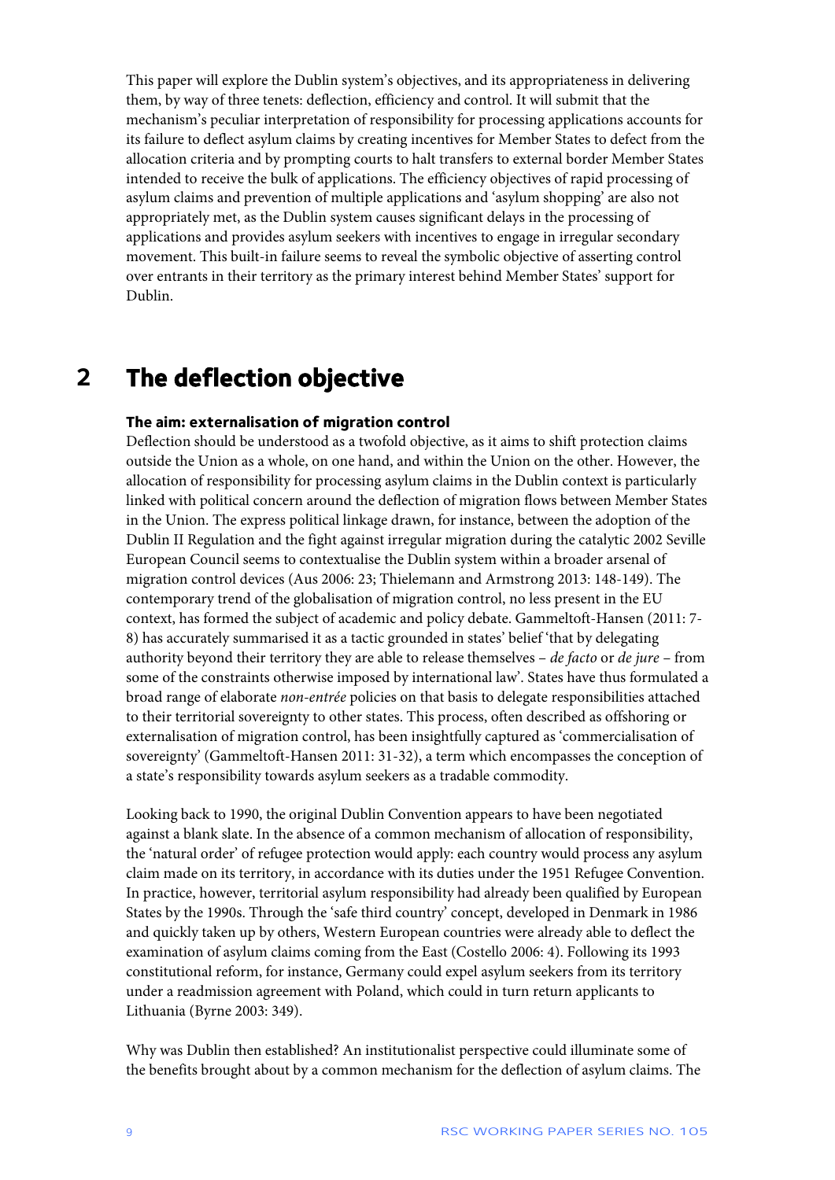This paper will explore the Dublin system's objectives, and its appropriateness in delivering them, by way of three tenets: deflection, efficiency and control. It will submit that the mechanism's peculiar interpretation of responsibility for processing applications accounts for its failure to deflect asylum claims by creating incentives for Member States to defect from the allocation criteria and by prompting courts to halt transfers to external border Member States intended to receive the bulk of applications. The efficiency objectives of rapid processing of asylum claims and prevention of multiple applications and 'asylum shopping' are also not appropriately met, as the Dublin system causes significant delays in the processing of applications and provides asylum seekers with incentives to engage in irregular secondary movement. This built-in failure seems to reveal the symbolic objective of asserting control over entrants in their territory as the primary interest behind Member States' support for Dublin.

# 2 The deflection objective

### The aim: externalisation of migration control

Deflection should be understood as a twofold objective, as it aims to shift protection claims outside the Union as a whole, on one hand, and within the Union on the other. However, the allocation of responsibility for processing asylum claims in the Dublin context is particularly linked with political concern around the deflection of migration flows between Member States in the Union. The express political linkage drawn, for instance, between the adoption of the Dublin II Regulation and the fight against irregular migration during the catalytic 2002 Seville European Council seems to contextualise the Dublin system within a broader arsenal of migration control devices (Aus 2006: 23; Thielemann and Armstrong 2013: 148-149). The contemporary trend of the globalisation of migration control, no less present in the EU context, has formed the subject of academic and policy debate. Gammeltoft-Hansen (2011: 7-8) has accurately summarised it as a tactic grounded in states' belief 'that by delegating authority beyond their territory they are able to release themselves – *de facto* or *de jure* – from some of the constraints otherwise imposed by international law'. States have thus formulated a broad range of elaborate *non-entrée* policies on that basis to delegate responsibilities attached to their territorial sovereignty to other states. This process, often described as offshoring or externalisation of migration control, has been insightfully captured as 'commercialisation of sovereignty' (Gammeltoft-Hansen 2011: 31-32), a term which encompasses the conception of a state's responsibility towards asylum seekers as a tradable commodity.

Looking back to 1990, the original Dublin Convention appears to have been negotiated against a blank slate. In the absence of a common mechanism of allocation of responsibility, the 'natural order' of refugee protection would apply: each country would process any asylum claim made on its territory, in accordance with its duties under the 1951 Refugee Convention. In practice, however, territorial asylum responsibility had already been qualified by European States by the 1990s. Through the 'safe third country' concept, developed in Denmark in 1986 and quickly taken up by others, Western European countries were already able to deflect the examination of asylum claims coming from the East (Costello 2006: 4). Following its 1993 constitutional reform, for instance, Germany could expel asylum seekers from its territory under a readmission agreement with Poland, which could in turn return applicants to Lithuania (Byrne 2003: 349).

Why was Dublin then established? An institutionalist perspective could illuminate some of the benefits brought about by a common mechanism for the deflection of asylum claims. The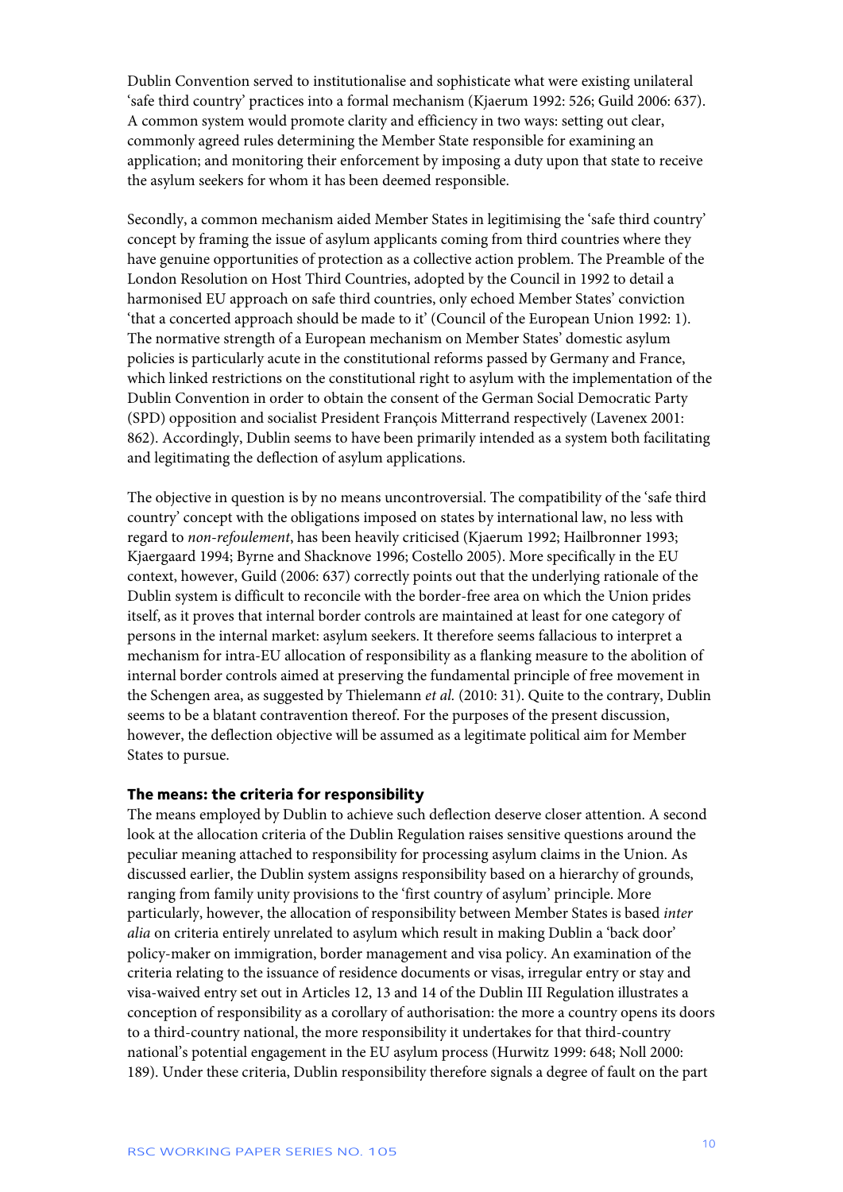Dublin Convention served to institutionalise and sophisticate what were existing unilateral 'safe third country' practices into a formal mechanism (Kjaerum 1992: 526; Guild 2006: 637). A common system would promote clarity and efficiency in two ways: setting out clear, commonly agreed rules determining the Member State responsible for examining an application; and monitoring their enforcement by imposing a duty upon that state to receive the asylum seekers for whom it has been deemed responsible.

Secondly, a common mechanism aided Member States in legitimising the 'safe third country' concept by framing the issue of asylum applicants coming from third countries where they have genuine opportunities of protection as a collective action problem. The Preamble of the London Resolution on Host Third Countries, adopted by the Council in 1992 to detail a harmonised EU approach on safe third countries, only echoed Member States' conviction 'that a concerted approach should be made to it' (Council of the European Union 1992: 1). The normative strength of a European mechanism on Member States' domestic asylum policies is particularly acute in the constitutional reforms passed by Germany and France, which linked restrictions on the constitutional right to asylum with the implementation of the Dublin Convention in order to obtain the consent of the German Social Democratic Party (SPD) opposition and socialist President François Mitterrand respectively (Lavenex 2001: 862). Accordingly, Dublin seems to have been primarily intended as a system both facilitating and legitimating the deflection of asylum applications.

The objective in question is by no means uncontroversial. The compatibility of the 'safe third country' concept with the obligations imposed on states by international law, no less with regard to *non-refoulement*, has been heavily criticised (Kjaerum 1992; Hailbronner 1993; Kjaergaard 1994; Byrne and Shacknove 1996; Costello 2005). More specifically in the EU context, however, Guild (2006: 637) correctly points out that the underlying rationale of the Dublin system is difficult to reconcile with the border-free area on which the Union prides itself, as it proves that internal border controls are maintained at least for one category of persons in the internal market: asylum seekers. It therefore seems fallacious to interpret a mechanism for intra-EU allocation of responsibility as a flanking measure to the abolition of internal border controls aimed at preserving the fundamental principle of free movement in the Schengen area, as suggested by Thielemann *et al.* (2010: 31). Quite to the contrary, Dublin seems to be a blatant contravention thereof. For the purposes of the present discussion, however, the deflection objective will be assumed as a legitimate political aim for Member States to pursue.

### The means: the criteria for responsibility

The means employed by Dublin to achieve such deflection deserve closer attention. A second look at the allocation criteria of the Dublin Regulation raises sensitive questions around the peculiar meaning attached to responsibility for processing asylum claims in the Union. As discussed earlier, the Dublin system assigns responsibility based on a hierarchy of grounds, ranging from family unity provisions to the 'first country of asylum' principle. More particularly, however, the allocation of responsibility between Member States is based *inter alia* on criteria entirely unrelated to asylum which result in making Dublin a 'back door' policy-maker on immigration, border management and visa policy. An examination of the criteria relating to the issuance of residence documents or visas, irregular entry or stay and visa-waived entry set out in Articles 12, 13 and 14 of the Dublin III Regulation illustrates a conception of responsibility as a corollary of authorisation: the more a country opens its doors to a third-country national, the more responsibility it undertakes for that third-country national's potential engagement in the EU asylum process (Hurwitz 1999: 648; Noll 2000: 189). Under these criteria, Dublin responsibility therefore signals a degree of fault on the part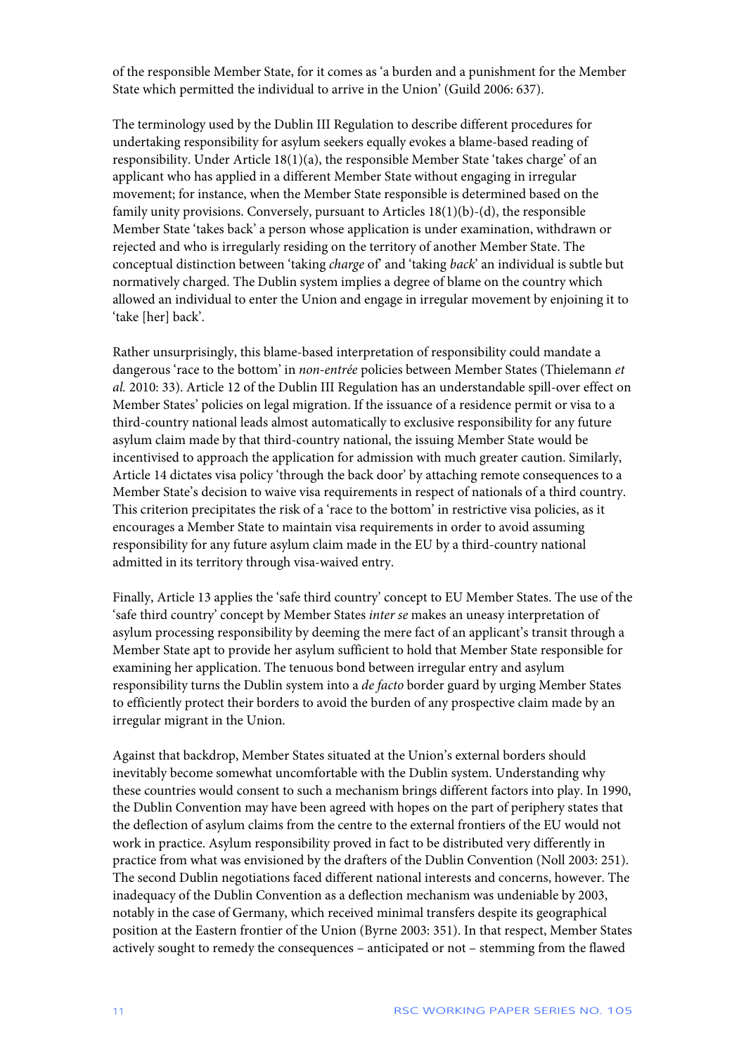of the responsible Member State, for it comes as 'a burden and a punishment for the Member State which permitted the individual to arrive in the Union' (Guild 2006: 637).

The terminology used by the Dublin III Regulation to describe different procedures for undertaking responsibility for asylum seekers equally evokes a blame-based reading of responsibility. Under Article 18(1)(a), the responsible Member State 'takes charge' of an applicant who has applied in a different Member State without engaging in irregular movement; for instance, when the Member State responsible is determined based on the family unity provisions. Conversely, pursuant to Articles 18(1)(b)-(d), the responsible Member State 'takes back' a person whose application is under examination, withdrawn or rejected and who is irregularly residing on the territory of another Member State. The conceptual distinction between 'taking *charge* of' and 'taking *back*' an individual is subtle but normatively charged. The Dublin system implies a degree of blame on the country which allowed an individual to enter the Union and engage in irregular movement by enjoining it to 'take [her] back'.

Rather unsurprisingly, this blame-based interpretation of responsibility could mandate a dangerous 'race to the bottom' in *non-entrée* policies between Member States (Thielemann *et al.* 2010: 33). Article 12 of the Dublin III Regulation has an understandable spill-over effect on Member States' policies on legal migration. If the issuance of a residence permit or visa to a third-country national leads almost automatically to exclusive responsibility for any future asylum claim made by that third-country national, the issuing Member State would be incentivised to approach the application for admission with much greater caution. Similarly, Article 14 dictates visa policy 'through the back door' by attaching remote consequences to a Member State's decision to waive visa requirements in respect of nationals of a third country. This criterion precipitates the risk of a 'race to the bottom' in restrictive visa policies, as it encourages a Member State to maintain visa requirements in order to avoid assuming responsibility for any future asylum claim made in the EU by a third-country national admitted in its territory through visa-waived entry.

Finally, Article 13 applies the 'safe third country' concept to EU Member States. The use of the 'safe third country' concept by Member States *inter se* makes an uneasy interpretation of asylum processing responsibility by deeming the mere fact of an applicant's transit through a Member State apt to provide her asylum sufficient to hold that Member State responsible for examining her application. The tenuous bond between irregular entry and asylum responsibility turns the Dublin system into a *de facto* border guard by urging Member States to efficiently protect their borders to avoid the burden of any prospective claim made by an irregular migrant in the Union.

Against that backdrop, Member States situated at the Union's external borders should inevitably become somewhat uncomfortable with the Dublin system. Understanding why these countries would consent to such a mechanism brings different factors into play. In 1990, the Dublin Convention may have been agreed with hopes on the part of periphery states that the deflection of asylum claims from the centre to the external frontiers of the EU would not work in practice. Asylum responsibility proved in fact to be distributed very differently in practice from what was envisioned by the drafters of the Dublin Convention (Noll 2003: 251). The second Dublin negotiations faced different national interests and concerns, however. The inadequacy of the Dublin Convention as a deflection mechanism was undeniable by 2003, notably in the case of Germany, which received minimal transfers despite its geographical position at the Eastern frontier of the Union (Byrne 2003: 351). In that respect, Member States actively sought to remedy the consequences – anticipated or not – stemming from the flawed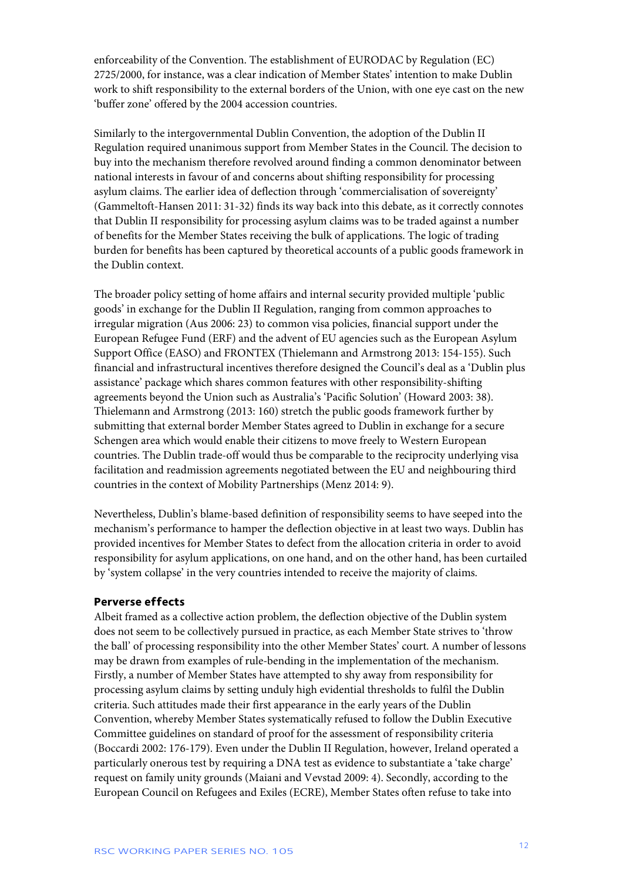enforceability of the Convention. The establishment of EURODAC by Regulation (EC) 2725/2000, for instance, was a clear indication of Member States' intention to make Dublin work to shift responsibility to the external borders of the Union, with one eye cast on the new 'buffer zone' offered by the 2004 accession countries.

Similarly to the intergovernmental Dublin Convention, the adoption of the Dublin II Regulation required unanimous support from Member States in the Council. The decision to buy into the mechanism therefore revolved around finding a common denominator between national interests in favour of and concerns about shifting responsibility for processing asylum claims. The earlier idea of deflection through 'commercialisation of sovereignty' (Gammeltoft-Hansen 2011: 31-32) finds its way back into this debate, as it correctly connotes that Dublin II responsibility for processing asylum claims was to be traded against a number of benefits for the Member States receiving the bulk of applications. The logic of trading burden for benefits has been captured by theoretical accounts of a public goods framework in the Dublin context.

The broader policy setting of home affairs and internal security provided multiple 'public goods' in exchange for the Dublin II Regulation, ranging from common approaches to irregular migration (Aus 2006: 23) to common visa policies, financial support under the European Refugee Fund (ERF) and the advent of EU agencies such as the European Asylum Support Office (EASO) and FRONTEX (Thielemann and Armstrong 2013: 154-155). Such financial and infrastructural incentives therefore designed the Council's deal as a 'Dublin plus assistance' package which shares common features with other responsibility-shifting agreements beyond the Union such as Australia's 'Pacific Solution' (Howard 2003: 38). Thielemann and Armstrong (2013: 160) stretch the public goods framework further by submitting that external border Member States agreed to Dublin in exchange for a secure Schengen area which would enable their citizens to move freely to Western European countries. The Dublin trade-off would thus be comparable to the reciprocity underlying visa facilitation and readmission agreements negotiated between the EU and neighbouring third countries in the context of Mobility Partnerships (Menz 2014: 9).

Nevertheless, Dublin's blame-based definition of responsibility seems to have seeped into the mechanism's performance to hamper the deflection objective in at least two ways. Dublin has provided incentives for Member States to defect from the allocation criteria in order to avoid responsibility for asylum applications, on one hand, and on the other hand, has been curtailed by 'system collapse' in the very countries intended to receive the majority of claims.

### Perverse effects

Albeit framed as a collective action problem, the deflection objective of the Dublin system does not seem to be collectively pursued in practice, as each Member State strives to 'throw the ball' of processing responsibility into the other Member States' court. A number of lessons may be drawn from examples of rule-bending in the implementation of the mechanism. Firstly, a number of Member States have attempted to shy away from responsibility for processing asylum claims by setting unduly high evidential thresholds to fulfil the Dublin criteria. Such attitudes made their first appearance in the early years of the Dublin Convention, whereby Member States systematically refused to follow the Dublin Executive Committee guidelines on standard of proof for the assessment of responsibility criteria (Boccardi 2002: 176-179). Even under the Dublin II Regulation, however, Ireland operated a particularly onerous test by requiring a DNA test as evidence to substantiate a 'take charge' request on family unity grounds (Maiani and Vevstad 2009: 4). Secondly, according to the European Council on Refugees and Exiles (ECRE), Member States often refuse to take into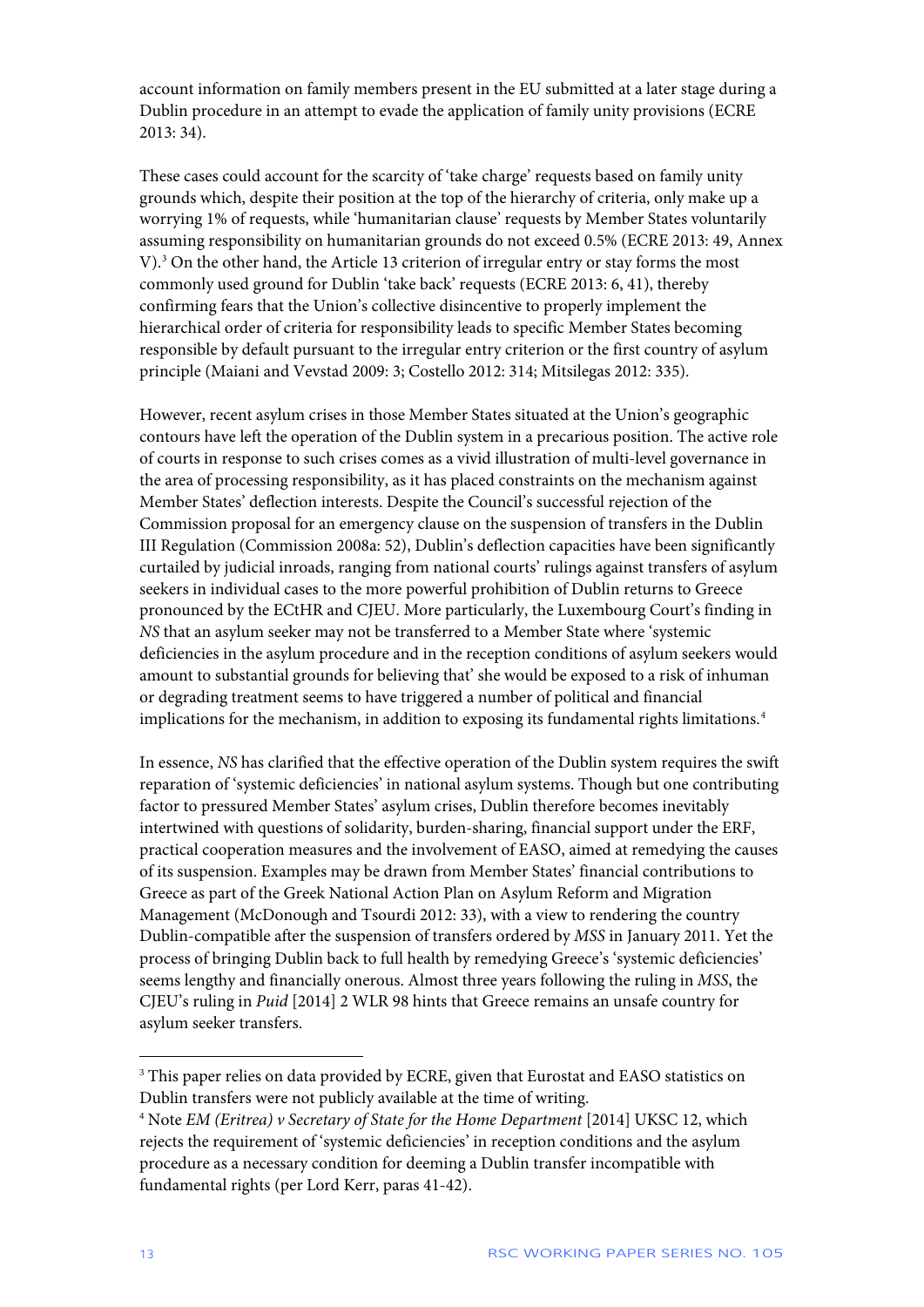account information on family members present in the EU submitted at a later stage during a Dublin procedure in an attempt to evade the application of family unity provisions (ECRE 2013: 34).

These cases could account for the scarcity of 'take charge' requests based on family unity grounds which, despite their position at the top of the hierarchy of criteria, only make up a worrying 1% of requests, while 'humanitarian clause' requests by Member States voluntarily assuming responsibility on humanitarian grounds do not exceed 0.5% (ECRE 2013: 49, Annex V).[3] On the other hand, the Article 13 criterion of irregular entry or stay forms the most commonly used ground for Dublin 'take back' requests (ECRE 2013: 6, 41), thereby confirming fears that the Union's collective disincentive to properly implement the hierarchical order of criteria for responsibility leads to specific Member States becoming responsible by default pursuant to the irregular entry criterion or the first country of asylum principle (Maiani and Vevstad 2009: 3; Costello 2012: 314; Mitsilegas 2012: 335).

However, recent asylum crises in those Member States situated at the Union's geographic contours have left the operation of the Dublin system in a precarious position. The active role of courts in response to such crises comes as a vivid illustration of multi-level governance in the area of processing responsibility, as it has placed constraints on the mechanism against Member States' deflection interests. Despite the Council's successful rejection of the Commission proposal for an emergency clause on the suspension of transfers in the Dublin III Regulation (Commission 2008a: 52), Dublin's deflection capacities have been significantly curtailed by judicial inroads, ranging from national courts' rulings against transfers of asylum seekers in individual cases to the more powerful prohibition of Dublin returns to Greece pronounced by the ECtHR and CJEU. More particularly, the Luxembourg Court's finding in *NS* that an asylum seeker may not be transferred to a Member State where 'systemic deficiencies in the asylum procedure and in the reception conditions of asylum seekers would amount to substantial grounds for believing that' she would be exposed to a risk of inhuman or degrading treatment seems to have triggered a number of political and financial implications for the mechanism, in addition to exposing its fundamental rights limitations.[4]

In essence, *NS* has clarified that the effective operation of the Dublin system requires the swift reparation of 'systemic deficiencies' in national asylum systems. Though but one contributing factor to pressured Member States' asylum crises, Dublin therefore becomes inevitably intertwined with questions of solidarity, burden-sharing, financial support under the ERF, practical cooperation measures and the involvement of EASO, aimed at remedying the causes of its suspension. Examples may be drawn from Member States' financial contributions to Greece as part of the Greek National Action Plan on Asylum Reform and Migration Management (McDonough and Tsourdi 2012: 33), with a view to rendering the country Dublin-compatible after the suspension of transfers ordered by *MSS* in January 2011. Yet the process of bringing Dublin back to full health by remedying Greece's 'systemic deficiencies' seems lengthy and financially onerous. Almost three years following the ruling in *MSS*, the CJEU's ruling in *Puid* [2014] 2 WLR 98 hints that Greece remains an unsafe country for asylum seeker transfers.

---

[3] This paper relies on data provided by ECRE, given that Eurostat and EASO statistics on Dublin transfers were not publicly available at the time of writing.

[4] Note *EM (Eritrea) v Secretary of State for the Home Department* [2014] UKSC 12, which rejects the requirement of 'systemic deficiencies' in reception conditions and the asylum procedure as a necessary condition for deeming a Dublin transfer incompatible with fundamental rights (per Lord Kerr, paras 41-42).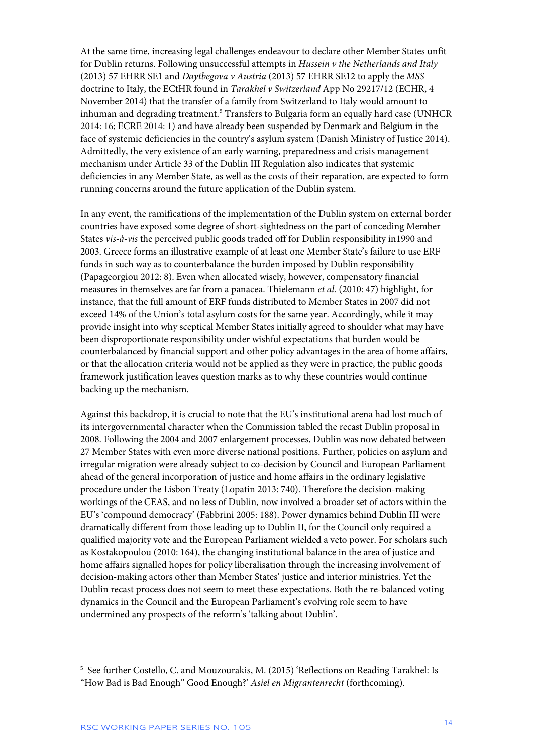At the same time, increasing legal challenges endeavour to declare other Member States unfit for Dublin returns. Following unsuccessful attempts in *Hussein v the Netherlands and Italy* (2013) 57 EHRR SE1 and *Daytbegova v Austria* (2013) 57 EHRR SE12 to apply the *MSS* doctrine to Italy, the ECtHR found in *Tarakhel v Switzerland* App No 29217/12 (ECHR, 4 November 2014) that the transfer of a family from Switzerland to Italy would amount to inhuman and degrading treatment.[5] Transfers to Bulgaria form an equally hard case (UNHCR 2014: 16; ECRE 2014: 1) and have already been suspended by Denmark and Belgium in the face of systemic deficiencies in the country's asylum system (Danish Ministry of Justice 2014). Admittedly, the very existence of an early warning, preparedness and crisis management mechanism under Article 33 of the Dublin III Regulation also indicates that systemic deficiencies in any Member State, as well as the costs of their reparation, are expected to form running concerns around the future application of the Dublin system.

In any event, the ramifications of the implementation of the Dublin system on external border countries have exposed some degree of short-sightedness on the part of conceding Member States *vis-à-vis* the perceived public goods traded off for Dublin responsibility in1990 and 2003. Greece forms an illustrative example of at least one Member State's failure to use ERF funds in such way as to counterbalance the burden imposed by Dublin responsibility (Papageorgiou 2012: 8). Even when allocated wisely, however, compensatory financial measures in themselves are far from a panacea. Thielemann *et al.* (2010: 47) highlight, for instance, that the full amount of ERF funds distributed to Member States in 2007 did not exceed 14% of the Union's total asylum costs for the same year. Accordingly, while it may provide insight into why sceptical Member States initially agreed to shoulder what may have been disproportionate responsibility under wishful expectations that burden would be counterbalanced by financial support and other policy advantages in the area of home affairs, or that the allocation criteria would not be applied as they were in practice, the public goods framework justification leaves question marks as to why these countries would continue backing up the mechanism.

Against this backdrop, it is crucial to note that the EU's institutional arena had lost much of its intergovernmental character when the Commission tabled the recast Dublin proposal in 2008. Following the 2004 and 2007 enlargement processes, Dublin was now debated between 27 Member States with even more diverse national positions. Further, policies on asylum and irregular migration were already subject to co-decision by Council and European Parliament ahead of the general incorporation of justice and home affairs in the ordinary legislative procedure under the Lisbon Treaty (Lopatin 2013: 740). Therefore the decision-making workings of the CEAS, and no less of Dublin, now involved a broader set of actors within the EU's 'compound democracy' (Fabbrini 2005: 188). Power dynamics behind Dublin III were dramatically different from those leading up to Dublin II, for the Council only required a qualified majority vote and the European Parliament wielded a veto power. For scholars such as Kostakopoulou (2010: 164), the changing institutional balance in the area of justice and home affairs signalled hopes for policy liberalisation through the increasing involvement of decision-making actors other than Member States' justice and interior ministries. Yet the Dublin recast process does not seem to meet these expectations. Both the re-balanced voting dynamics in the Council and the European Parliament's evolving role seem to have undermined any prospects of the reform's 'talking about Dublin'.

[5] See further Costello, C. and Mouzourakis, M. (2015) 'Reflections on Reading Tarakhel: Is "How Bad is Bad Enough" Good Enough?' *Asiel en Migrantenrecht* (forthcoming).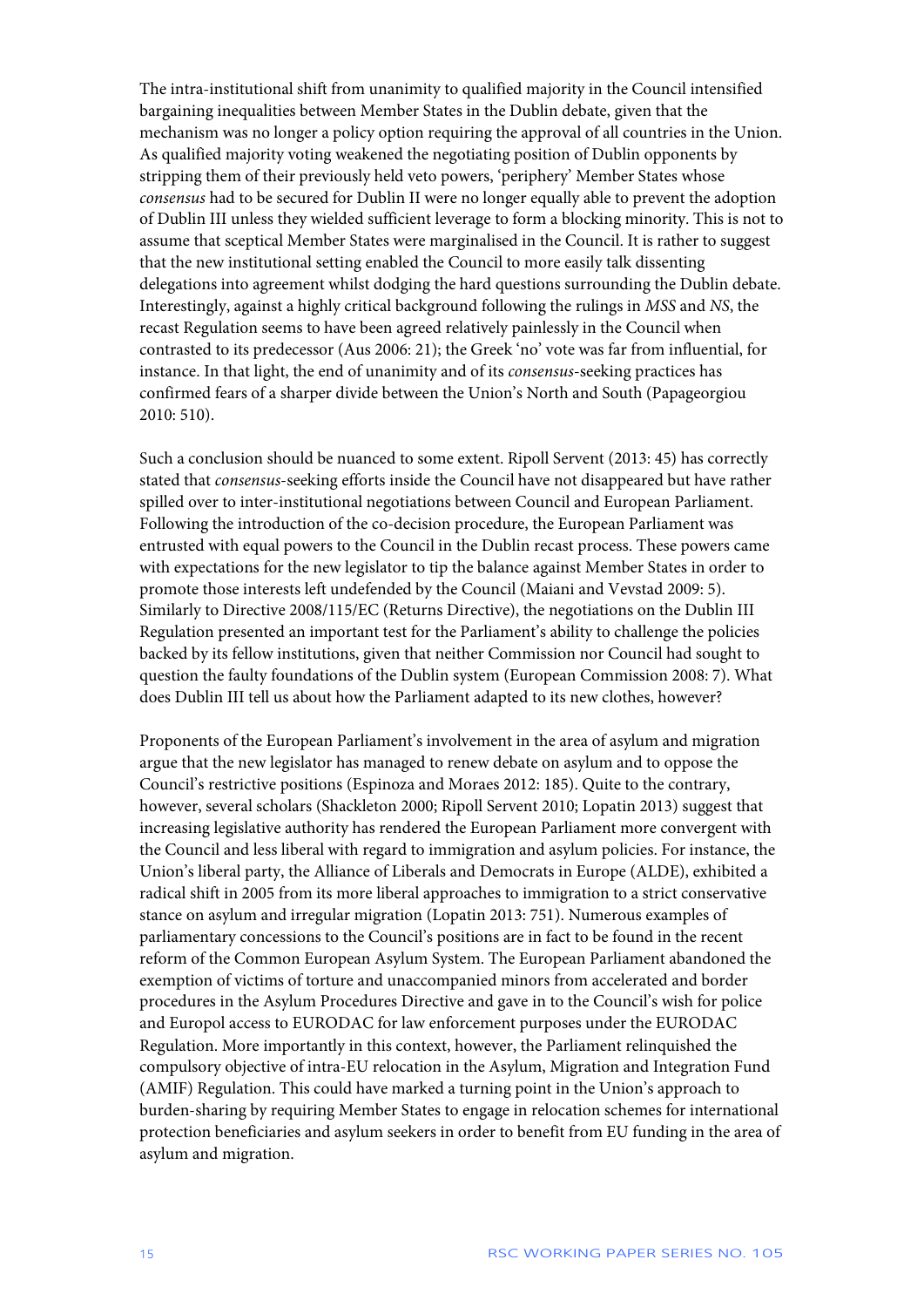The intra-institutional shift from unanimity to qualified majority in the Council intensified bargaining inequalities between Member States in the Dublin debate, given that the mechanism was no longer a policy option requiring the approval of all countries in the Union. As qualified majority voting weakened the negotiating position of Dublin opponents by stripping them of their previously held veto powers, 'periphery' Member States whose *consensus* had to be secured for Dublin II were no longer equally able to prevent the adoption of Dublin III unless they wielded sufficient leverage to form a blocking minority. This is not to assume that sceptical Member States were marginalised in the Council. It is rather to suggest that the new institutional setting enabled the Council to more easily talk dissenting delegations into agreement whilst dodging the hard questions surrounding the Dublin debate. Interestingly, against a highly critical background following the rulings in *MSS* and *NS*, the recast Regulation seems to have been agreed relatively painlessly in the Council when contrasted to its predecessor (Aus 2006: 21); the Greek 'no' vote was far from influential, for instance. In that light, the end of unanimity and of its *consensus*-seeking practices has confirmed fears of a sharper divide between the Union's North and South (Papageorgiou 2010: 510).

Such a conclusion should be nuanced to some extent. Ripoll Servent (2013: 45) has correctly stated that *consensus*-seeking efforts inside the Council have not disappeared but have rather spilled over to inter-institutional negotiations between Council and European Parliament. Following the introduction of the co-decision procedure, the European Parliament was entrusted with equal powers to the Council in the Dublin recast process. These powers came with expectations for the new legislator to tip the balance against Member States in order to promote those interests left undefended by the Council (Maiani and Vevstad 2009: 5). Similarly to Directive 2008/115/EC (Returns Directive), the negotiations on the Dublin III Regulation presented an important test for the Parliament's ability to challenge the policies backed by its fellow institutions, given that neither Commission nor Council had sought to question the faulty foundations of the Dublin system (European Commission 2008: 7). What does Dublin III tell us about how the Parliament adapted to its new clothes, however?

Proponents of the European Parliament's involvement in the area of asylum and migration argue that the new legislator has managed to renew debate on asylum and to oppose the Council's restrictive positions (Espinoza and Moraes 2012: 185). Quite to the contrary, however, several scholars (Shackleton 2000; Ripoll Servent 2010; Lopatin 2013) suggest that increasing legislative authority has rendered the European Parliament more convergent with the Council and less liberal with regard to immigration and asylum policies. For instance, the Union's liberal party, the Alliance of Liberals and Democrats in Europe (ALDE), exhibited a radical shift in 2005 from its more liberal approaches to immigration to a strict conservative stance on asylum and irregular migration (Lopatin 2013: 751). Numerous examples of parliamentary concessions to the Council's positions are in fact to be found in the recent reform of the Common European Asylum System. The European Parliament abandoned the exemption of victims of torture and unaccompanied minors from accelerated and border procedures in the Asylum Procedures Directive and gave in to the Council's wish for police and Europol access to EURODAC for law enforcement purposes under the EURODAC Regulation. More importantly in this context, however, the Parliament relinquished the compulsory objective of intra-EU relocation in the Asylum, Migration and Integration Fund (AMIF) Regulation. This could have marked a turning point in the Union's approach to burden-sharing by requiring Member States to engage in relocation schemes for international protection beneficiaries and asylum seekers in order to benefit from EU funding in the area of asylum and migration.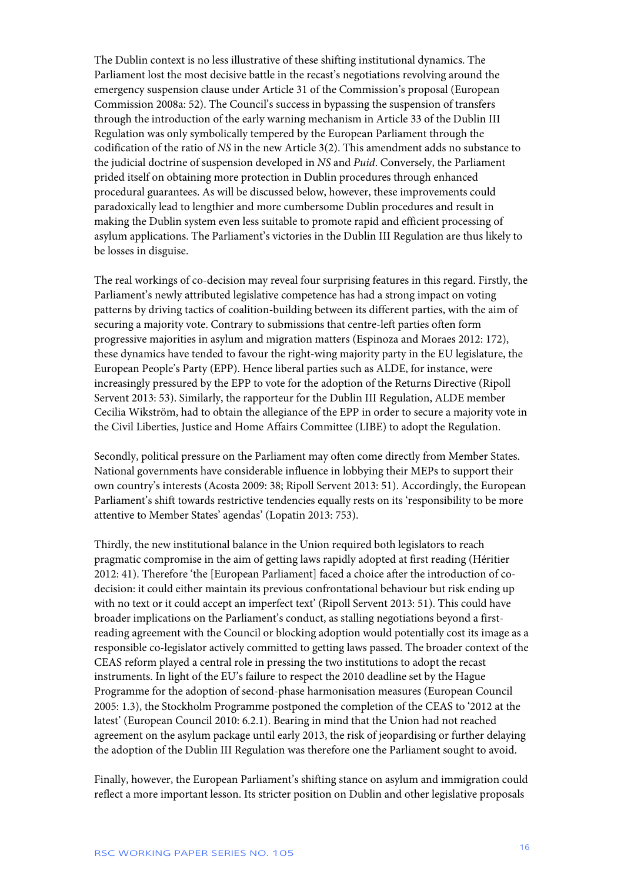The Dublin context is no less illustrative of these shifting institutional dynamics. The Parliament lost the most decisive battle in the recast's negotiations revolving around the emergency suspension clause under Article 31 of the Commission's proposal (European Commission 2008a: 52). The Council's success in bypassing the suspension of transfers through the introduction of the early warning mechanism in Article 33 of the Dublin III Regulation was only symbolically tempered by the European Parliament through the codification of the ratio of *NS* in the new Article 3(2). This amendment adds no substance to the judicial doctrine of suspension developed in *NS* and *Puid*. Conversely, the Parliament prided itself on obtaining more protection in Dublin procedures through enhanced procedural guarantees. As will be discussed below, however, these improvements could paradoxically lead to lengthier and more cumbersome Dublin procedures and result in making the Dublin system even less suitable to promote rapid and efficient processing of asylum applications. The Parliament's victories in the Dublin III Regulation are thus likely to be losses in disguise.

The real workings of co-decision may reveal four surprising features in this regard. Firstly, the Parliament's newly attributed legislative competence has had a strong impact on voting patterns by driving tactics of coalition-building between its different parties, with the aim of securing a majority vote. Contrary to submissions that centre-left parties often form progressive majorities in asylum and migration matters (Espinoza and Moraes 2012: 172), these dynamics have tended to favour the right-wing majority party in the EU legislature, the European People's Party (EPP). Hence liberal parties such as ALDE, for instance, were increasingly pressured by the EPP to vote for the adoption of the Returns Directive (Ripoll Servent 2013: 53). Similarly, the rapporteur for the Dublin III Regulation, ALDE member Cecilia Wikström, had to obtain the allegiance of the EPP in order to secure a majority vote in the Civil Liberties, Justice and Home Affairs Committee (LIBE) to adopt the Regulation.

Secondly, political pressure on the Parliament may often come directly from Member States. National governments have considerable influence in lobbying their MEPs to support their own country's interests (Acosta 2009: 38; Ripoll Servent 2013: 51). Accordingly, the European Parliament's shift towards restrictive tendencies equally rests on its 'responsibility to be more attentive to Member States' agendas' (Lopatin 2013: 753).

Thirdly, the new institutional balance in the Union required both legislators to reach pragmatic compromise in the aim of getting laws rapidly adopted at first reading (Héritier 2012: 41). Therefore 'the [European Parliament] faced a choice after the introduction of co-decision: it could either maintain its previous confrontational behaviour but risk ending up with no text or it could accept an imperfect text' (Ripoll Servent 2013: 51). This could have broader implications on the Parliament's conduct, as stalling negotiations beyond a first-reading agreement with the Council or blocking adoption would potentially cost its image as a responsible co-legislator actively committed to getting laws passed. The broader context of the CEAS reform played a central role in pressing the two institutions to adopt the recast instruments. In light of the EU's failure to respect the 2010 deadline set by the Hague Programme for the adoption of second-phase harmonisation measures (European Council 2005: 1.3), the Stockholm Programme postponed the completion of the CEAS to '2012 at the latest' (European Council 2010: 6.2.1). Bearing in mind that the Union had not reached agreement on the asylum package until early 2013, the risk of jeopardising or further delaying the adoption of the Dublin III Regulation was therefore one the Parliament sought to avoid.

Finally, however, the European Parliament's shifting stance on asylum and immigration could reflect a more important lesson. Its stricter position on Dublin and other legislative proposals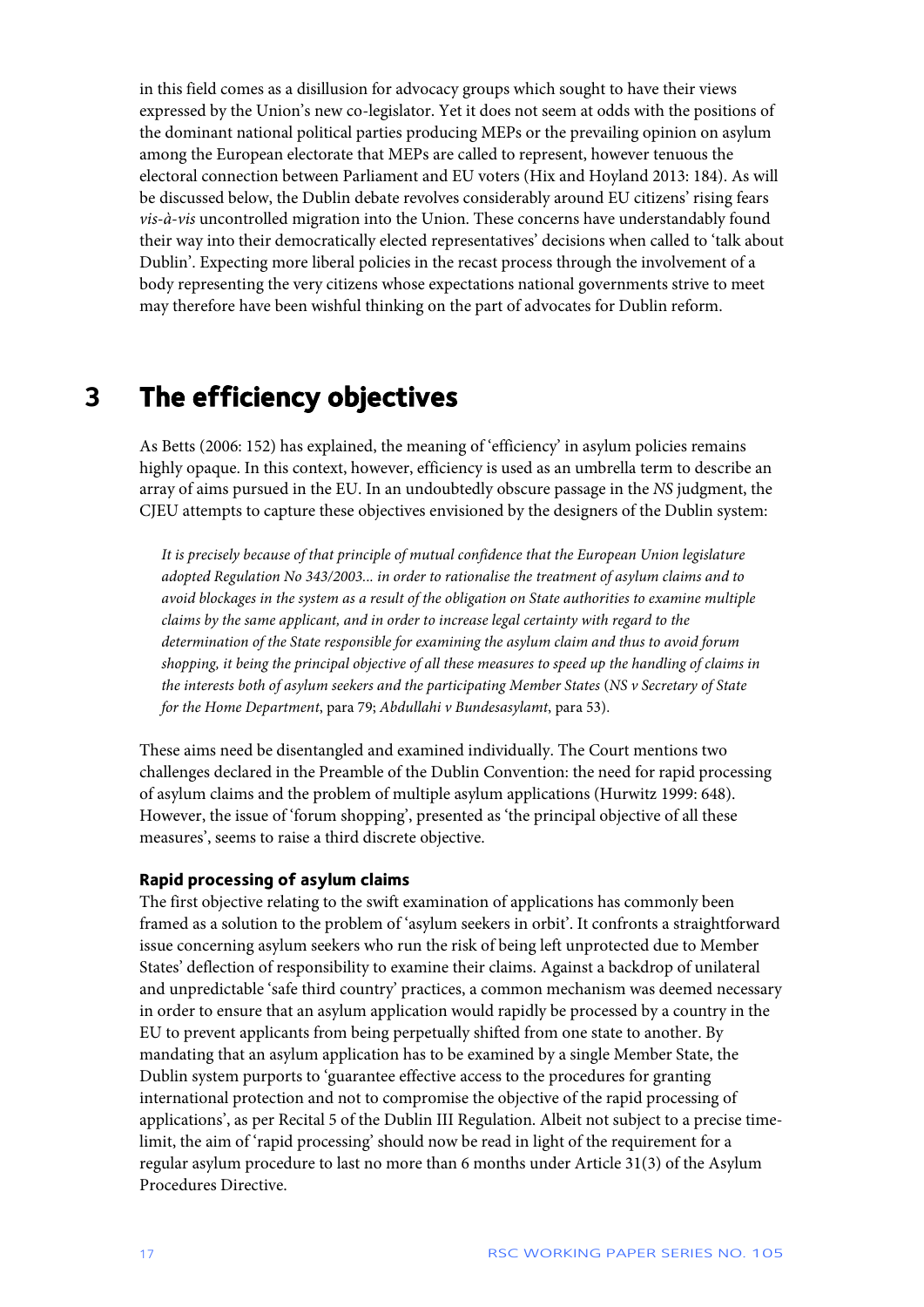in this field comes as a disillusion for advocacy groups which sought to have their views expressed by the Union's new co-legislator. Yet it does not seem at odds with the positions of the dominant national political parties producing MEPs or the prevailing opinion on asylum among the European electorate that MEPs are called to represent, however tenuous the electoral connection between Parliament and EU voters (Hix and Hoyland 2013: 184). As will be discussed below, the Dublin debate revolves considerably around EU citizens' rising fears *vis-à-vis* uncontrolled migration into the Union. These concerns have understandably found their way into their democratically elected representatives' decisions when called to 'talk about Dublin'. Expecting more liberal policies in the recast process through the involvement of a body representing the very citizens whose expectations national governments strive to meet may therefore have been wishful thinking on the part of advocates for Dublin reform.

# 3 The efficiency objectives

As Betts (2006: 152) has explained, the meaning of 'efficiency' in asylum policies remains highly opaque. In this context, however, efficiency is used as an umbrella term to describe an array of aims pursued in the EU. In an undoubtedly obscure passage in the *NS* judgment, the CJEU attempts to capture these objectives envisioned by the designers of the Dublin system:

> *It is precisely because of that principle of mutual confidence that the European Union legislature adopted Regulation No 343/2003... in order to rationalise the treatment of asylum claims and to avoid blockages in the system as a result of the obligation on State authorities to examine multiple claims by the same applicant, and in order to increase legal certainty with regard to the determination of the State responsible for examining the asylum claim and thus to avoid forum shopping, it being the principal objective of all these measures to speed up the handling of claims in the interests both of asylum seekers and the participating Member States* (*NS v Secretary of State for the Home Department*, para 79; *Abdullahi v Bundesasylamt*, para 53).

These aims need be disentangled and examined individually. The Court mentions two challenges declared in the Preamble of the Dublin Convention: the need for rapid processing of asylum claims and the problem of multiple asylum applications (Hurwitz 1999: 648). However, the issue of 'forum shopping', presented as 'the principal objective of all these measures', seems to raise a third discrete objective.

**Rapid processing of asylum claims**

The first objective relating to the swift examination of applications has commonly been framed as a solution to the problem of 'asylum seekers in orbit'. It confronts a straightforward issue concerning asylum seekers who run the risk of being left unprotected due to Member States' deflection of responsibility to examine their claims. Against a backdrop of unilateral and unpredictable 'safe third country' practices, a common mechanism was deemed necessary in order to ensure that an asylum application would rapidly be processed by a country in the EU to prevent applicants from being perpetually shifted from one state to another. By mandating that an asylum application has to be examined by a single Member State, the Dublin system purports to 'guarantee effective access to the procedures for granting international protection and not to compromise the objective of the rapid processing of applications', as per Recital 5 of the Dublin III Regulation. Albeit not subject to a precise time-limit, the aim of 'rapid processing' should now be read in light of the requirement for a regular asylum procedure to last no more than 6 months under Article 31(3) of the Asylum Procedures Directive.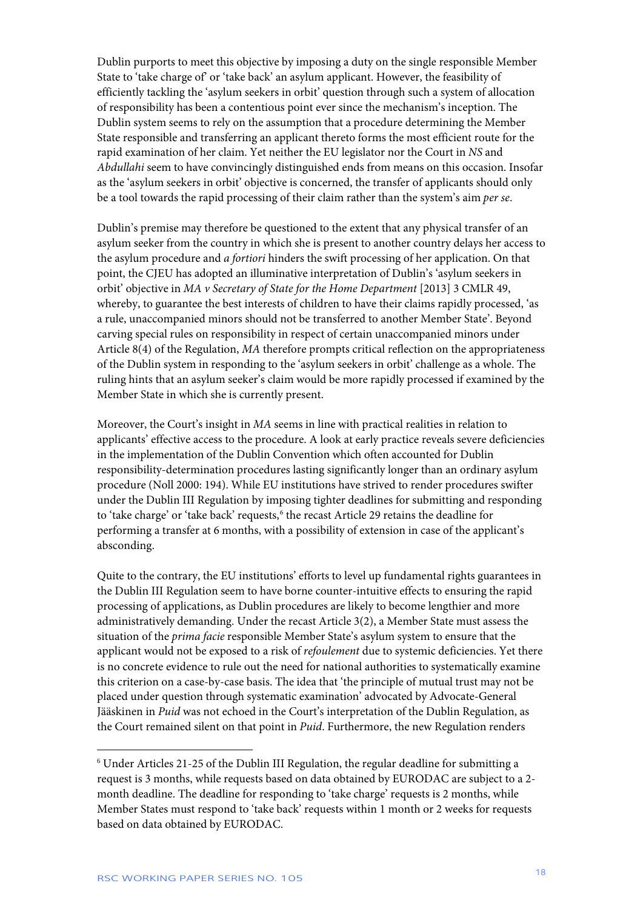Dublin purports to meet this objective by imposing a duty on the single responsible Member State to 'take charge of' or 'take back' an asylum applicant. However, the feasibility of efficiently tackling the 'asylum seekers in orbit' question through such a system of allocation of responsibility has been a contentious point ever since the mechanism's inception. The Dublin system seems to rely on the assumption that a procedure determining the Member State responsible and transferring an applicant thereto forms the most efficient route for the rapid examination of her claim. Yet neither the EU legislator nor the Court in *NS* and *Abdullahi* seem to have convincingly distinguished ends from means on this occasion. Insofar as the 'asylum seekers in orbit' objective is concerned, the transfer of applicants should only be a tool towards the rapid processing of their claim rather than the system's aim *per se*.

Dublin's premise may therefore be questioned to the extent that any physical transfer of an asylum seeker from the country in which she is present to another country delays her access to the asylum procedure and *a fortiori* hinders the swift processing of her application. On that point, the CJEU has adopted an illuminative interpretation of Dublin's 'asylum seekers in orbit' objective in *MA v Secretary of State for the Home Department* [2013] 3 CMLR 49, whereby, to guarantee the best interests of children to have their claims rapidly processed, 'as a rule, unaccompanied minors should not be transferred to another Member State'. Beyond carving special rules on responsibility in respect of certain unaccompanied minors under Article 8(4) of the Regulation, *MA* therefore prompts critical reflection on the appropriateness of the Dublin system in responding to the 'asylum seekers in orbit' challenge as a whole. The ruling hints that an asylum seeker's claim would be more rapidly processed if examined by the Member State in which she is currently present.

Moreover, the Court's insight in *MA* seems in line with practical realities in relation to applicants' effective access to the procedure. A look at early practice reveals severe deficiencies in the implementation of the Dublin Convention which often accounted for Dublin responsibility-determination procedures lasting significantly longer than an ordinary asylum procedure (Noll 2000: 194). While EU institutions have strived to render procedures swifter under the Dublin III Regulation by imposing tighter deadlines for submitting and responding to 'take charge' or 'take back' requests,[6] the recast Article 29 retains the deadline for performing a transfer at 6 months, with a possibility of extension in case of the applicant's absconding.

Quite to the contrary, the EU institutions' efforts to level up fundamental rights guarantees in the Dublin III Regulation seem to have borne counter-intuitive effects to ensuring the rapid processing of applications, as Dublin procedures are likely to become lengthier and more administratively demanding. Under the recast Article 3(2), a Member State must assess the situation of the *prima facie* responsible Member State's asylum system to ensure that the applicant would not be exposed to a risk of *refoulement* due to systemic deficiencies. Yet there is no concrete evidence to rule out the need for national authorities to systematically examine this criterion on a case-by-case basis. The idea that 'the principle of mutual trust may not be placed under question through systematic examination' advocated by Advocate-General Jääskinen in *Puid* was not echoed in the Court's interpretation of the Dublin Regulation, as the Court remained silent on that point in *Puid*. Furthermore, the new Regulation renders

---

[6] Under Articles 21-25 of the Dublin III Regulation, the regular deadline for submitting a request is 3 months, while requests based on data obtained by EURODAC are subject to a 2-month deadline. The deadline for responding to 'take charge' requests is 2 months, while Member States must respond to 'take back' requests within 1 month or 2 weeks for requests based on data obtained by EURODAC.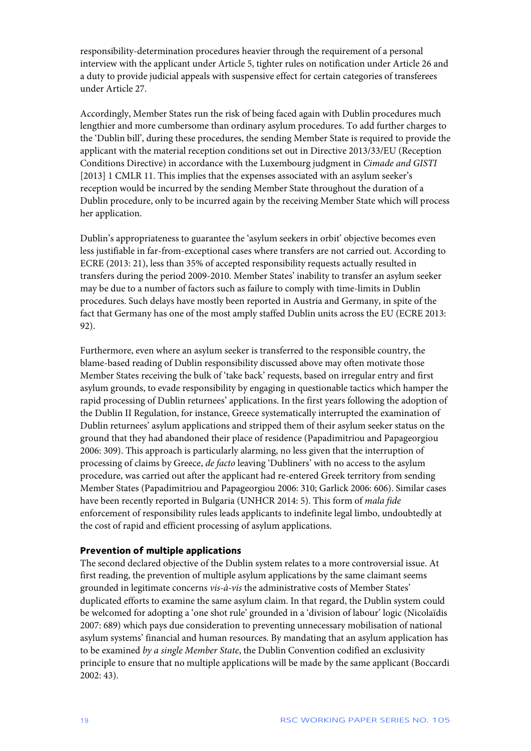responsibility-determination procedures heavier through the requirement of a personal interview with the applicant under Article 5, tighter rules on notification under Article 26 and a duty to provide judicial appeals with suspensive effect for certain categories of transferees under Article 27.

Accordingly, Member States run the risk of being faced again with Dublin procedures much lengthier and more cumbersome than ordinary asylum procedures. To add further charges to the 'Dublin bill', during these procedures, the sending Member State is required to provide the applicant with the material reception conditions set out in Directive 2013/33/EU (Reception Conditions Directive) in accordance with the Luxembourg judgment in *Cimade and GISTI* [2013] 1 CMLR 11. This implies that the expenses associated with an asylum seeker's reception would be incurred by the sending Member State throughout the duration of a Dublin procedure, only to be incurred again by the receiving Member State which will process her application.

Dublin's appropriateness to guarantee the 'asylum seekers in orbit' objective becomes even less justifiable in far-from-exceptional cases where transfers are not carried out. According to ECRE (2013: 21), less than 35% of accepted responsibility requests actually resulted in transfers during the period 2009-2010. Member States' inability to transfer an asylum seeker may be due to a number of factors such as failure to comply with time-limits in Dublin procedures. Such delays have mostly been reported in Austria and Germany, in spite of the fact that Germany has one of the most amply staffed Dublin units across the EU (ECRE 2013: 92).

Furthermore, even where an asylum seeker is transferred to the responsible country, the blame-based reading of Dublin responsibility discussed above may often motivate those Member States receiving the bulk of 'take back' requests, based on irregular entry and first asylum grounds, to evade responsibility by engaging in questionable tactics which hamper the rapid processing of Dublin returnees' applications. In the first years following the adoption of the Dublin II Regulation, for instance, Greece systematically interrupted the examination of Dublin returnees' asylum applications and stripped them of their asylum seeker status on the ground that they had abandoned their place of residence (Papadimitriou and Papageorgiou 2006: 309). This approach is particularly alarming, no less given that the interruption of processing of claims by Greece, *de facto* leaving 'Dubliners' with no access to the asylum procedure, was carried out after the applicant had re-entered Greek territory from sending Member States (Papadimitriou and Papageorgiou 2006: 310; Garlick 2006: 606). Similar cases have been recently reported in Bulgaria (UNHCR 2014: 5). This form of *mala fide* enforcement of responsibility rules leads applicants to indefinite legal limbo, undoubtedly at the cost of rapid and efficient processing of asylum applications.

### Prevention of multiple applications

The second declared objective of the Dublin system relates to a more controversial issue. At first reading, the prevention of multiple asylum applications by the same claimant seems grounded in legitimate concerns *vis-à-vis* the administrative costs of Member States' duplicated efforts to examine the same asylum claim. In that regard, the Dublin system could be welcomed for adopting a 'one shot rule' grounded in a 'division of labour' logic (Nicolaïdis 2007: 689) which pays due consideration to preventing unnecessary mobilisation of national asylum systems' financial and human resources. By mandating that an asylum application has to be examined *by a single Member State*, the Dublin Convention codified an exclusivity principle to ensure that no multiple applications will be made by the same applicant (Boccardi 2002: 43).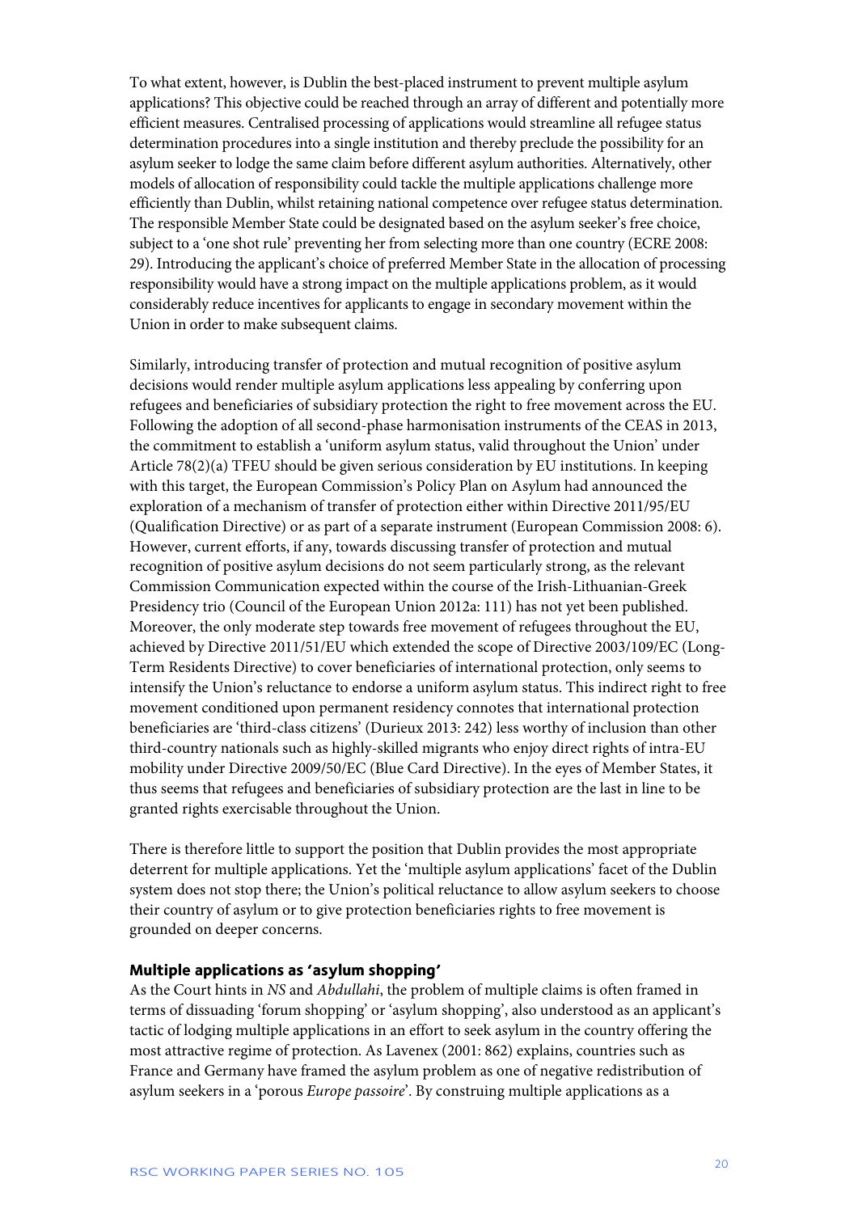To what extent, however, is Dublin the best-placed instrument to prevent multiple asylum applications? This objective could be reached through an array of different and potentially more efficient measures. Centralised processing of applications would streamline all refugee status determination procedures into a single institution and thereby preclude the possibility for an asylum seeker to lodge the same claim before different asylum authorities. Alternatively, other models of allocation of responsibility could tackle the multiple applications challenge more efficiently than Dublin, whilst retaining national competence over refugee status determination. The responsible Member State could be designated based on the asylum seeker's free choice, subject to a 'one shot rule' preventing her from selecting more than one country (ECRE 2008: 29). Introducing the applicant's choice of preferred Member State in the allocation of processing responsibility would have a strong impact on the multiple applications problem, as it would considerably reduce incentives for applicants to engage in secondary movement within the Union in order to make subsequent claims.

Similarly, introducing transfer of protection and mutual recognition of positive asylum decisions would render multiple asylum applications less appealing by conferring upon refugees and beneficiaries of subsidiary protection the right to free movement across the EU. Following the adoption of all second-phase harmonisation instruments of the CEAS in 2013, the commitment to establish a 'uniform asylum status, valid throughout the Union' under Article 78(2)(a) TFEU should be given serious consideration by EU institutions. In keeping with this target, the European Commission's Policy Plan on Asylum had announced the exploration of a mechanism of transfer of protection either within Directive 2011/95/EU (Qualification Directive) or as part of a separate instrument (European Commission 2008: 6). However, current efforts, if any, towards discussing transfer of protection and mutual recognition of positive asylum decisions do not seem particularly strong, as the relevant Commission Communication expected within the course of the Irish-Lithuanian-Greek Presidency trio (Council of the European Union 2012a: 111) has not yet been published. Moreover, the only moderate step towards free movement of refugees throughout the EU, achieved by Directive 2011/51/EU which extended the scope of Directive 2003/109/EC (Long-Term Residents Directive) to cover beneficiaries of international protection, only seems to intensify the Union's reluctance to endorse a uniform asylum status. This indirect right to free movement conditioned upon permanent residency connotes that international protection beneficiaries are 'third-class citizens' (Durieux 2013: 242) less worthy of inclusion than other third-country nationals such as highly-skilled migrants who enjoy direct rights of intra-EU mobility under Directive 2009/50/EC (Blue Card Directive). In the eyes of Member States, it thus seems that refugees and beneficiaries of subsidiary protection are the last in line to be granted rights exercisable throughout the Union.

There is therefore little to support the position that Dublin provides the most appropriate deterrent for multiple applications. Yet the 'multiple asylum applications' facet of the Dublin system does not stop there; the Union's political reluctance to allow asylum seekers to choose their country of asylum or to give protection beneficiaries rights to free movement is grounded on deeper concerns.

### Multiple applications as 'asylum shopping'

As the Court hints in *NS* and *Abdullahi*, the problem of multiple claims is often framed in terms of dissuading 'forum shopping' or 'asylum shopping', also understood as an applicant's tactic of lodging multiple applications in an effort to seek asylum in the country offering the most attractive regime of protection. As Lavenex (2001: 862) explains, countries such as France and Germany have framed the asylum problem as one of negative redistribution of asylum seekers in a 'porous *Europe passoire*'. By construing multiple applications as a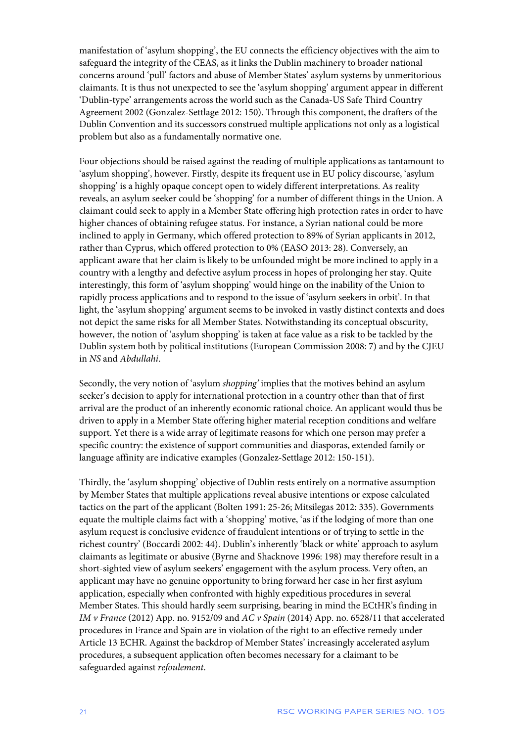manifestation of 'asylum shopping', the EU connects the efficiency objectives with the aim to safeguard the integrity of the CEAS, as it links the Dublin machinery to broader national concerns around 'pull' factors and abuse of Member States' asylum systems by unmeritorious claimants. It is thus not unexpected to see the 'asylum shopping' argument appear in different 'Dublin-type' arrangements across the world such as the Canada-US Safe Third Country Agreement 2002 (Gonzalez-Settlage 2012: 150). Through this component, the drafters of the Dublin Convention and its successors construed multiple applications not only as a logistical problem but also as a fundamentally normative one.

Four objections should be raised against the reading of multiple applications as tantamount to 'asylum shopping', however. Firstly, despite its frequent use in EU policy discourse, 'asylum shopping' is a highly opaque concept open to widely different interpretations. As reality reveals, an asylum seeker could be 'shopping' for a number of different things in the Union. A claimant could seek to apply in a Member State offering high protection rates in order to have higher chances of obtaining refugee status. For instance, a Syrian national could be more inclined to apply in Germany, which offered protection to 89% of Syrian applicants in 2012, rather than Cyprus, which offered protection to 0% (EASO 2013: 28). Conversely, an applicant aware that her claim is likely to be unfounded might be more inclined to apply in a country with a lengthy and defective asylum process in hopes of prolonging her stay. Quite interestingly, this form of 'asylum shopping' would hinge on the inability of the Union to rapidly process applications and to respond to the issue of 'asylum seekers in orbit'. In that light, the 'asylum shopping' argument seems to be invoked in vastly distinct contexts and does not depict the same risks for all Member States. Notwithstanding its conceptual obscurity, however, the notion of 'asylum shopping' is taken at face value as a risk to be tackled by the Dublin system both by political institutions (European Commission 2008: 7) and by the CJEU in *NS* and *Abdullahi*.

Secondly, the very notion of 'asylum *shopping*' implies that the motives behind an asylum seeker's decision to apply for international protection in a country other than that of first arrival are the product of an inherently economic rational choice. An applicant would thus be driven to apply in a Member State offering higher material reception conditions and welfare support. Yet there is a wide array of legitimate reasons for which one person may prefer a specific country: the existence of support communities and diasporas, extended family or language affinity are indicative examples (Gonzalez-Settlage 2012: 150-151).

Thirdly, the 'asylum shopping' objective of Dublin rests entirely on a normative assumption by Member States that multiple applications reveal abusive intentions or expose calculated tactics on the part of the applicant (Bolten 1991: 25-26; Mitsilegas 2012: 335). Governments equate the multiple claims fact with a 'shopping' motive, 'as if the lodging of more than one asylum request is conclusive evidence of fraudulent intentions or of trying to settle in the richest country' (Boccardi 2002: 44). Dublin's inherently 'black or white' approach to asylum claimants as legitimate or abusive (Byrne and Shacknove 1996: 198) may therefore result in a short-sighted view of asylum seekers' engagement with the asylum process. Very often, an applicant may have no genuine opportunity to bring forward her case in her first asylum application, especially when confronted with highly expeditious procedures in several Member States. This should hardly seem surprising, bearing in mind the ECtHR's finding in *IM v France* (2012) App. no. 9152/09 and *AC v Spain* (2014) App. no. 6528/11 that accelerated procedures in France and Spain are in violation of the right to an effective remedy under Article 13 ECHR. Against the backdrop of Member States' increasingly accelerated asylum procedures, a subsequent application often becomes necessary for a claimant to be safeguarded against *refoulement*.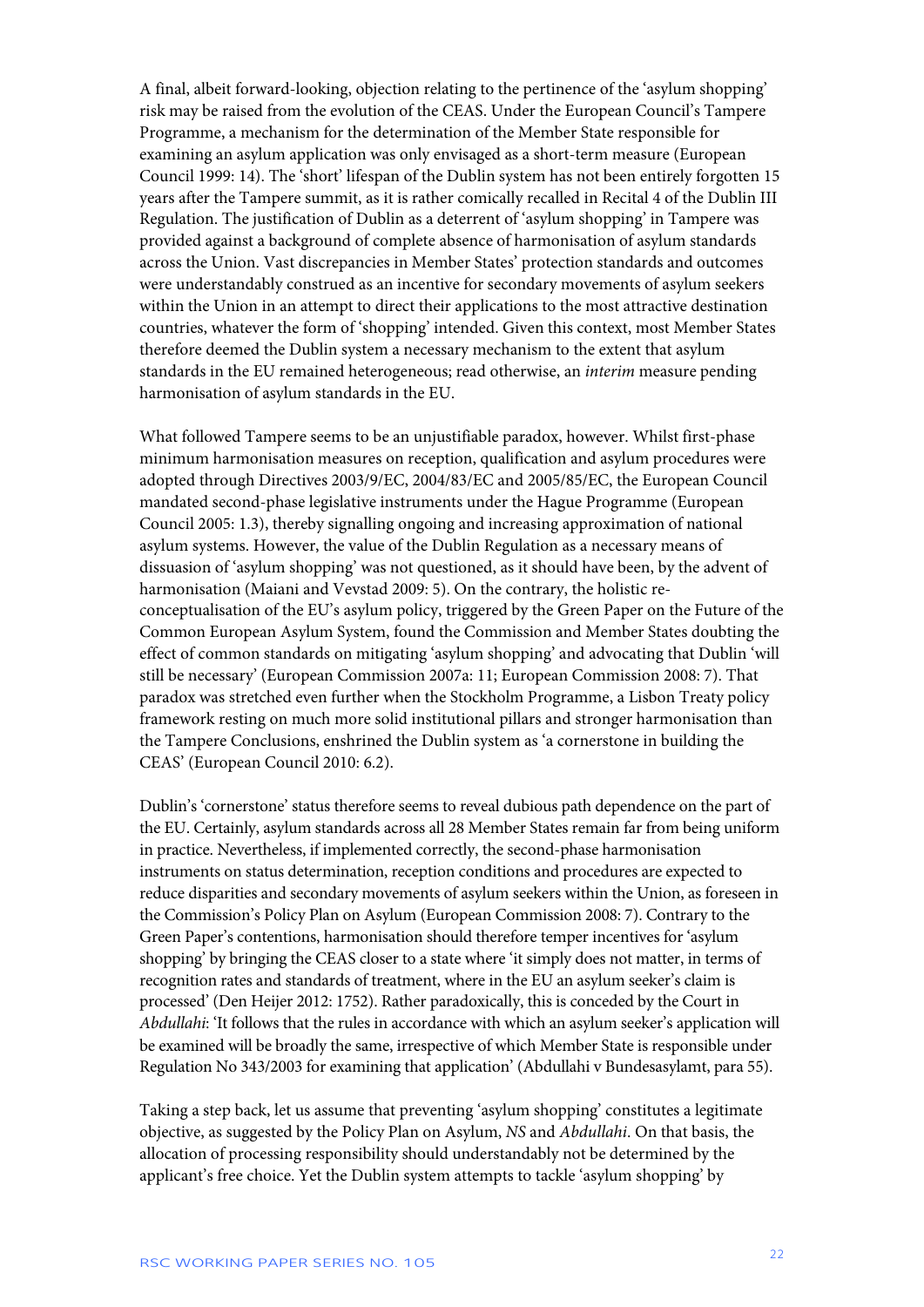A final, albeit forward-looking, objection relating to the pertinence of the 'asylum shopping' risk may be raised from the evolution of the CEAS. Under the European Council's Tampere Programme, a mechanism for the determination of the Member State responsible for examining an asylum application was only envisaged as a short-term measure (European Council 1999: 14). The 'short' lifespan of the Dublin system has not been entirely forgotten 15 years after the Tampere summit, as it is rather comically recalled in Recital 4 of the Dublin III Regulation. The justification of Dublin as a deterrent of 'asylum shopping' in Tampere was provided against a background of complete absence of harmonisation of asylum standards across the Union. Vast discrepancies in Member States' protection standards and outcomes were understandably construed as an incentive for secondary movements of asylum seekers within the Union in an attempt to direct their applications to the most attractive destination countries, whatever the form of 'shopping' intended. Given this context, most Member States therefore deemed the Dublin system a necessary mechanism to the extent that asylum standards in the EU remained heterogeneous; read otherwise, an *interim* measure pending harmonisation of asylum standards in the EU.

What followed Tampere seems to be an unjustifiable paradox, however. Whilst first-phase minimum harmonisation measures on reception, qualification and asylum procedures were adopted through Directives 2003/9/EC, 2004/83/EC and 2005/85/EC, the European Council mandated second-phase legislative instruments under the Hague Programme (European Council 2005: 1.3), thereby signalling ongoing and increasing approximation of national asylum systems. However, the value of the Dublin Regulation as a necessary means of dissuasion of 'asylum shopping' was not questioned, as it should have been, by the advent of harmonisation (Maiani and Vevstad 2009: 5). On the contrary, the holistic re-conceptualisation of the EU's asylum policy, triggered by the Green Paper on the Future of the Common European Asylum System, found the Commission and Member States doubting the effect of common standards on mitigating 'asylum shopping' and advocating that Dublin 'will still be necessary' (European Commission 2007a: 11; European Commission 2008: 7). That paradox was stretched even further when the Stockholm Programme, a Lisbon Treaty policy framework resting on much more solid institutional pillars and stronger harmonisation than the Tampere Conclusions, enshrined the Dublin system as 'a cornerstone in building the CEAS' (European Council 2010: 6.2).

Dublin's 'cornerstone' status therefore seems to reveal dubious path dependence on the part of the EU. Certainly, asylum standards across all 28 Member States remain far from being uniform in practice. Nevertheless, if implemented correctly, the second-phase harmonisation instruments on status determination, reception conditions and procedures are expected to reduce disparities and secondary movements of asylum seekers within the Union, as foreseen in the Commission's Policy Plan on Asylum (European Commission 2008: 7). Contrary to the Green Paper's contentions, harmonisation should therefore temper incentives for 'asylum shopping' by bringing the CEAS closer to a state where 'it simply does not matter, in terms of recognition rates and standards of treatment, where in the EU an asylum seeker's claim is processed' (Den Heijer 2012: 1752). Rather paradoxically, this is conceded by the Court in *Abdullahi*: 'It follows that the rules in accordance with which an asylum seeker's application will be examined will be broadly the same, irrespective of which Member State is responsible under Regulation No 343/2003 for examining that application' (Abdullahi v Bundesasylamt, para 55).

Taking a step back, let us assume that preventing 'asylum shopping' constitutes a legitimate objective, as suggested by the Policy Plan on Asylum, *NS* and *Abdullahi*. On that basis, the allocation of processing responsibility should understandably not be determined by the applicant's free choice. Yet the Dublin system attempts to tackle 'asylum shopping' by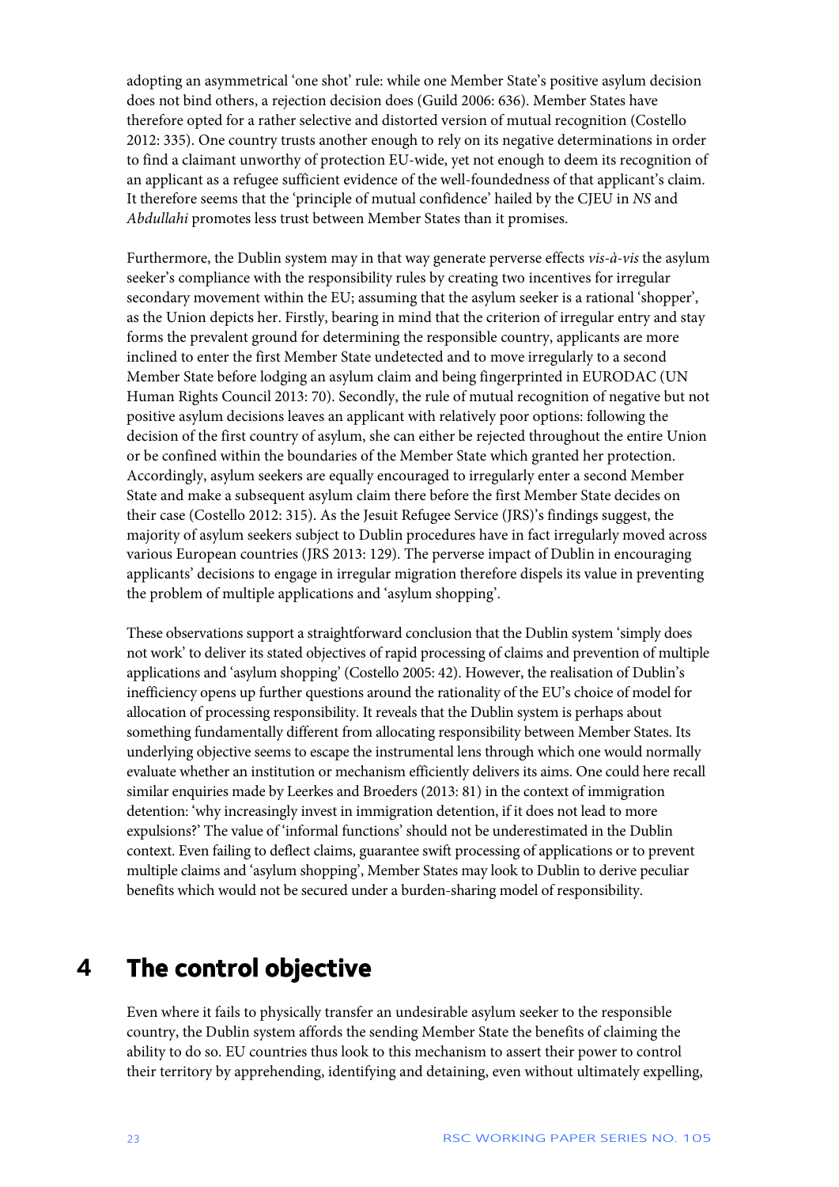adopting an asymmetrical 'one shot' rule: while one Member State's positive asylum decision does not bind others, a rejection decision does (Guild 2006: 636). Member States have therefore opted for a rather selective and distorted version of mutual recognition (Costello 2012: 335). One country trusts another enough to rely on its negative determinations in order to find a claimant unworthy of protection EU-wide, yet not enough to deem its recognition of an applicant as a refugee sufficient evidence of the well-foundedness of that applicant's claim. It therefore seems that the 'principle of mutual confidence' hailed by the CJEU in *NS* and *Abdullahi* promotes less trust between Member States than it promises.

Furthermore, the Dublin system may in that way generate perverse effects *vis-à-vis* the asylum seeker's compliance with the responsibility rules by creating two incentives for irregular secondary movement within the EU; assuming that the asylum seeker is a rational 'shopper', as the Union depicts her. Firstly, bearing in mind that the criterion of irregular entry and stay forms the prevalent ground for determining the responsible country, applicants are more inclined to enter the first Member State undetected and to move irregularly to a second Member State before lodging an asylum claim and being fingerprinted in EURODAC (UN Human Rights Council 2013: 70). Secondly, the rule of mutual recognition of negative but not positive asylum decisions leaves an applicant with relatively poor options: following the decision of the first country of asylum, she can either be rejected throughout the entire Union or be confined within the boundaries of the Member State which granted her protection. Accordingly, asylum seekers are equally encouraged to irregularly enter a second Member State and make a subsequent asylum claim there before the first Member State decides on their case (Costello 2012: 315). As the Jesuit Refugee Service (JRS)'s findings suggest, the majority of asylum seekers subject to Dublin procedures have in fact irregularly moved across various European countries (JRS 2013: 129). The perverse impact of Dublin in encouraging applicants' decisions to engage in irregular migration therefore dispels its value in preventing the problem of multiple applications and 'asylum shopping'.

These observations support a straightforward conclusion that the Dublin system 'simply does not work' to deliver its stated objectives of rapid processing of claims and prevention of multiple applications and 'asylum shopping' (Costello 2005: 42). However, the realisation of Dublin's inefficiency opens up further questions around the rationality of the EU's choice of model for allocation of processing responsibility. It reveals that the Dublin system is perhaps about something fundamentally different from allocating responsibility between Member States. Its underlying objective seems to escape the instrumental lens through which one would normally evaluate whether an institution or mechanism efficiently delivers its aims. One could here recall similar enquiries made by Leerkes and Broeders (2013: 81) in the context of immigration detention: 'why increasingly invest in immigration detention, if it does not lead to more expulsions?' The value of 'informal functions' should not be underestimated in the Dublin context. Even failing to deflect claims, guarantee swift processing of applications or to prevent multiple claims and 'asylum shopping', Member States may look to Dublin to derive peculiar benefits which would not be secured under a burden-sharing model of responsibility.

# 4 The control objective

Even where it fails to physically transfer an undesirable asylum seeker to the responsible country, the Dublin system affords the sending Member State the benefits of claiming the ability to do so. EU countries thus look to this mechanism to assert their power to control their territory by apprehending, identifying and detaining, even without ultimately expelling,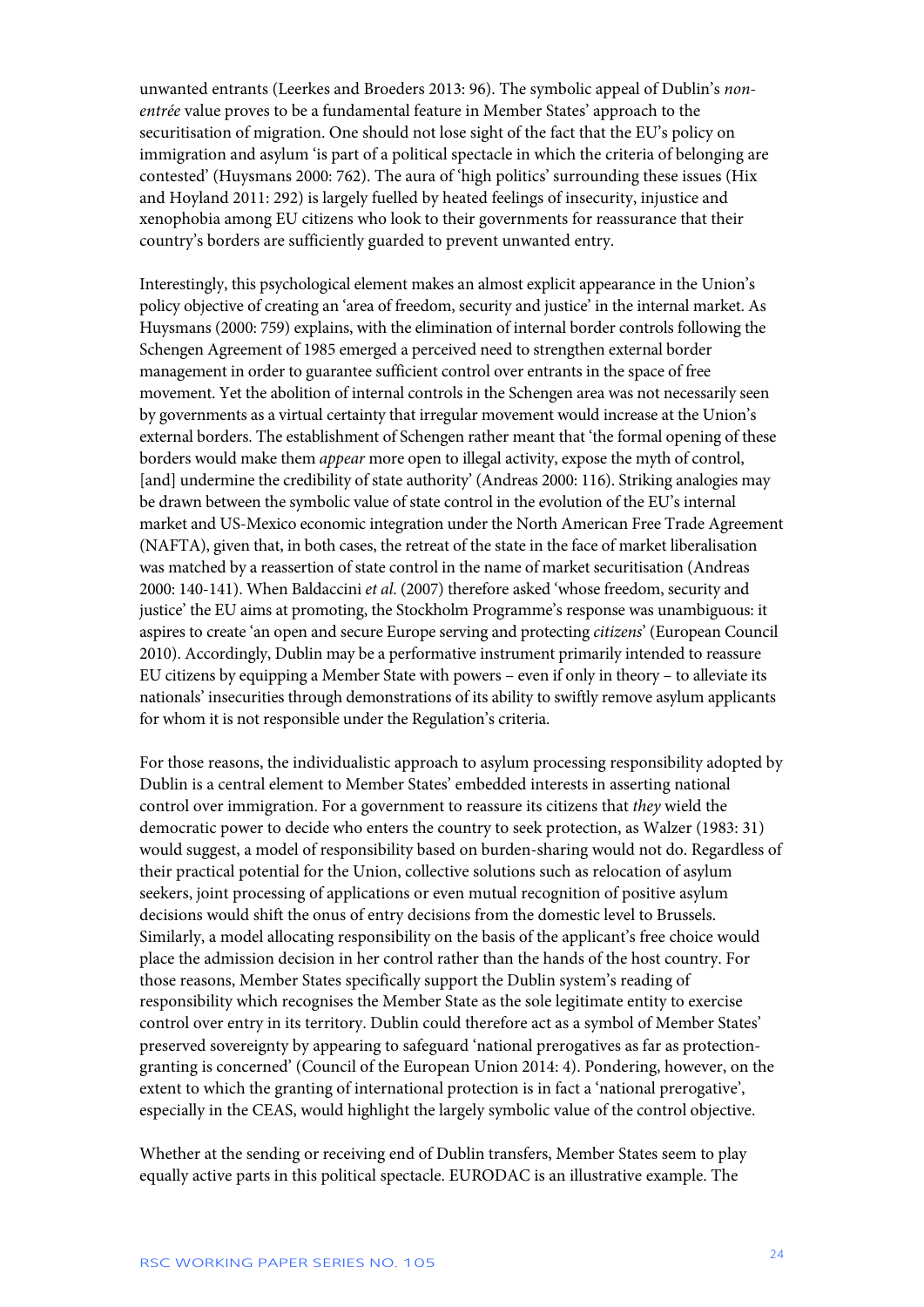unwanted entrants (Leerkes and Broeders 2013: 96). The symbolic appeal of Dublin's *non-entrée* value proves to be a fundamental feature in Member States' approach to the securitisation of migration. One should not lose sight of the fact that the EU's policy on immigration and asylum 'is part of a political spectacle in which the criteria of belonging are contested' (Huysmans 2000: 762). The aura of 'high politics' surrounding these issues (Hix and Hoyland 2011: 292) is largely fuelled by heated feelings of insecurity, injustice and xenophobia among EU citizens who look to their governments for reassurance that their country's borders are sufficiently guarded to prevent unwanted entry.

Interestingly, this psychological element makes an almost explicit appearance in the Union's policy objective of creating an 'area of freedom, security and justice' in the internal market. As Huysmans (2000: 759) explains, with the elimination of internal border controls following the Schengen Agreement of 1985 emerged a perceived need to strengthen external border management in order to guarantee sufficient control over entrants in the space of free movement. Yet the abolition of internal controls in the Schengen area was not necessarily seen by governments as a virtual certainty that irregular movement would increase at the Union's external borders. The establishment of Schengen rather meant that 'the formal opening of these borders would make them *appear* more open to illegal activity, expose the myth of control, [and] undermine the credibility of state authority' (Andreas 2000: 116). Striking analogies may be drawn between the symbolic value of state control in the evolution of the EU's internal market and US-Mexico economic integration under the North American Free Trade Agreement (NAFTA), given that, in both cases, the retreat of the state in the face of market liberalisation was matched by a reassertion of state control in the name of market securitisation (Andreas 2000: 140-141). When Baldaccini *et al*. (2007) therefore asked 'whose freedom, security and justice' the EU aims at promoting, the Stockholm Programme's response was unambiguous: it aspires to create 'an open and secure Europe serving and protecting *citizens*' (European Council 2010). Accordingly, Dublin may be a performative instrument primarily intended to reassure EU citizens by equipping a Member State with powers – even if only in theory – to alleviate its nationals' insecurities through demonstrations of its ability to swiftly remove asylum applicants for whom it is not responsible under the Regulation's criteria.

For those reasons, the individualistic approach to asylum processing responsibility adopted by Dublin is a central element to Member States' embedded interests in asserting national control over immigration. For a government to reassure its citizens that *they* wield the democratic power to decide who enters the country to seek protection, as Walzer (1983: 31) would suggest, a model of responsibility based on burden-sharing would not do. Regardless of their practical potential for the Union, collective solutions such as relocation of asylum seekers, joint processing of applications or even mutual recognition of positive asylum decisions would shift the onus of entry decisions from the domestic level to Brussels. Similarly, a model allocating responsibility on the basis of the applicant's free choice would place the admission decision in her control rather than the hands of the host country. For those reasons, Member States specifically support the Dublin system's reading of responsibility which recognises the Member State as the sole legitimate entity to exercise control over entry in its territory. Dublin could therefore act as a symbol of Member States' preserved sovereignty by appearing to safeguard 'national prerogatives as far as protection-granting is concerned' (Council of the European Union 2014: 4). Pondering, however, on the extent to which the granting of international protection is in fact a 'national prerogative', especially in the CEAS, would highlight the largely symbolic value of the control objective.

Whether at the sending or receiving end of Dublin transfers, Member States seem to play equally active parts in this political spectacle. EURODAC is an illustrative example. The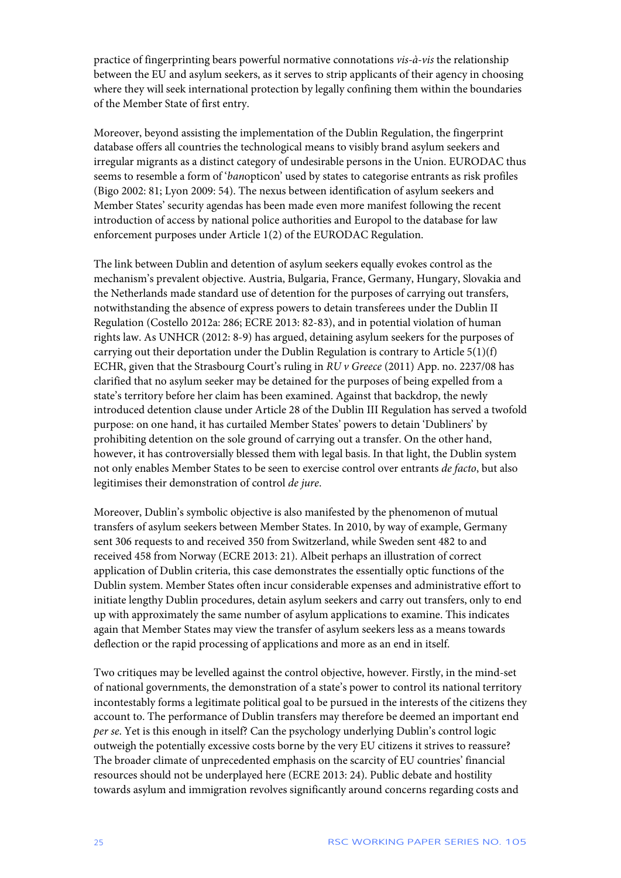practice of fingerprinting bears powerful normative connotations *vis-à-vis* the relationship between the EU and asylum seekers, as it serves to strip applicants of their agency in choosing where they will seek international protection by legally confining them within the boundaries of the Member State of first entry.

Moreover, beyond assisting the implementation of the Dublin Regulation, the fingerprint database offers all countries the technological means to visibly brand asylum seekers and irregular migrants as a distinct category of undesirable persons in the Union. EURODAC thus seems to resemble a form of '*ban*opticon' used by states to categorise entrants as risk profiles (Bigo 2002: 81; Lyon 2009: 54). The nexus between identification of asylum seekers and Member States' security agendas has been made even more manifest following the recent introduction of access by national police authorities and Europol to the database for law enforcement purposes under Article 1(2) of the EURODAC Regulation.

The link between Dublin and detention of asylum seekers equally evokes control as the mechanism's prevalent objective. Austria, Bulgaria, France, Germany, Hungary, Slovakia and the Netherlands made standard use of detention for the purposes of carrying out transfers, notwithstanding the absence of express powers to detain transferees under the Dublin II Regulation (Costello 2012a: 286; ECRE 2013: 82-83), and in potential violation of human rights law. As UNHCR (2012: 8-9) has argued, detaining asylum seekers for the purposes of carrying out their deportation under the Dublin Regulation is contrary to Article 5(1)(f) ECHR, given that the Strasbourg Court's ruling in *RU v Greece* (2011) App. no. 2237/08 has clarified that no asylum seeker may be detained for the purposes of being expelled from a state's territory before her claim has been examined. Against that backdrop, the newly introduced detention clause under Article 28 of the Dublin III Regulation has served a twofold purpose: on one hand, it has curtailed Member States' powers to detain 'Dubliners' by prohibiting detention on the sole ground of carrying out a transfer. On the other hand, however, it has controversially blessed them with legal basis. In that light, the Dublin system not only enables Member States to be seen to exercise control over entrants *de facto*, but also legitimises their demonstration of control *de jure*.

Moreover, Dublin's symbolic objective is also manifested by the phenomenon of mutual transfers of asylum seekers between Member States. In 2010, by way of example, Germany sent 306 requests to and received 350 from Switzerland, while Sweden sent 482 to and received 458 from Norway (ECRE 2013: 21). Albeit perhaps an illustration of correct application of Dublin criteria, this case demonstrates the essentially optic functions of the Dublin system. Member States often incur considerable expenses and administrative effort to initiate lengthy Dublin procedures, detain asylum seekers and carry out transfers, only to end up with approximately the same number of asylum applications to examine. This indicates again that Member States may view the transfer of asylum seekers less as a means towards deflection or the rapid processing of applications and more as an end in itself.

Two critiques may be levelled against the control objective, however. Firstly, in the mind-set of national governments, the demonstration of a state's power to control its national territory incontestably forms a legitimate political goal to be pursued in the interests of the citizens they account to. The performance of Dublin transfers may therefore be deemed an important end *per se*. Yet is this enough in itself? Can the psychology underlying Dublin's control logic outweigh the potentially excessive costs borne by the very EU citizens it strives to reassure? The broader climate of unprecedented emphasis on the scarcity of EU countries' financial resources should not be underplayed here (ECRE 2013: 24). Public debate and hostility towards asylum and immigration revolves significantly around concerns regarding costs and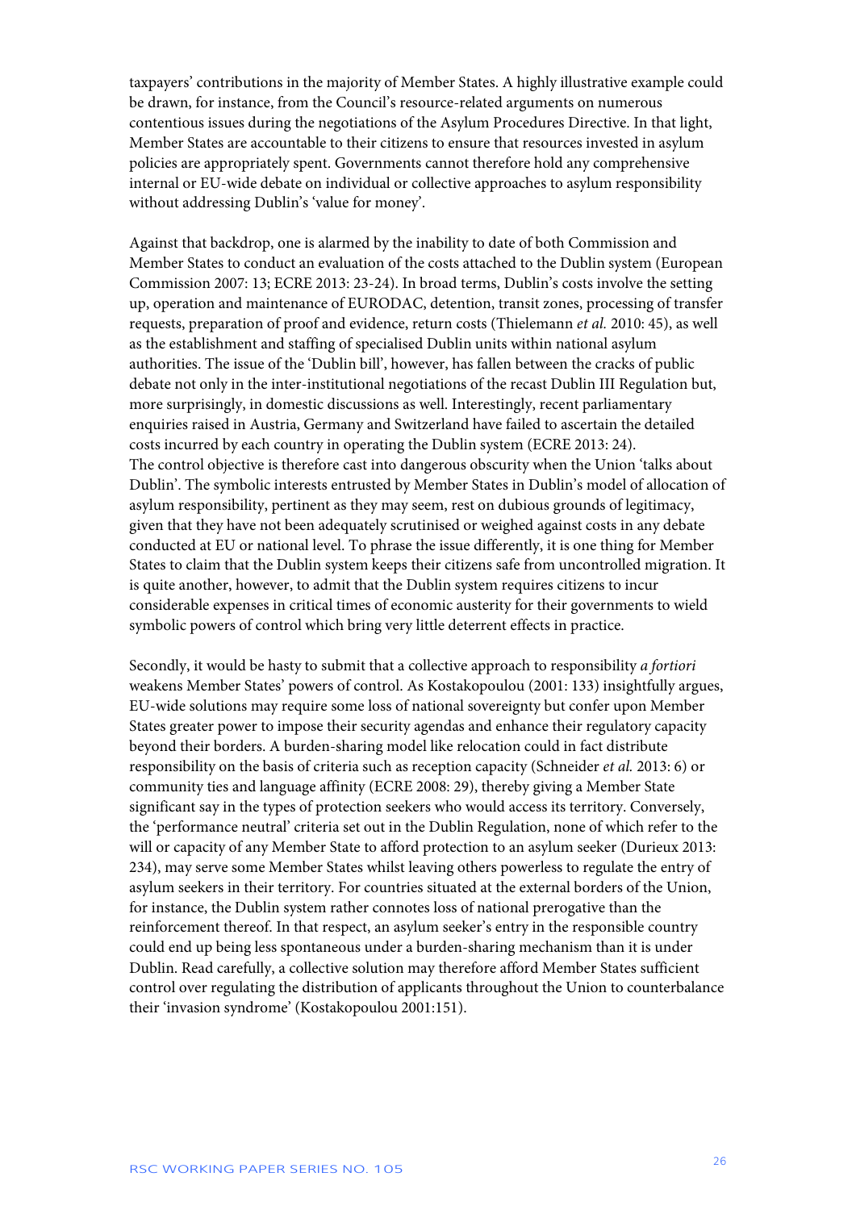taxpayers' contributions in the majority of Member States. A highly illustrative example could be drawn, for instance, from the Council's resource-related arguments on numerous contentious issues during the negotiations of the Asylum Procedures Directive. In that light, Member States are accountable to their citizens to ensure that resources invested in asylum policies are appropriately spent. Governments cannot therefore hold any comprehensive internal or EU-wide debate on individual or collective approaches to asylum responsibility without addressing Dublin's 'value for money'.

Against that backdrop, one is alarmed by the inability to date of both Commission and Member States to conduct an evaluation of the costs attached to the Dublin system (European Commission 2007: 13; ECRE 2013: 23-24). In broad terms, Dublin's costs involve the setting up, operation and maintenance of EURODAC, detention, transit zones, processing of transfer requests, preparation of proof and evidence, return costs (Thielemann *et al.* 2010: 45), as well as the establishment and staffing of specialised Dublin units within national asylum authorities. The issue of the 'Dublin bill', however, has fallen between the cracks of public debate not only in the inter-institutional negotiations of the recast Dublin III Regulation but, more surprisingly, in domestic discussions as well. Interestingly, recent parliamentary enquiries raised in Austria, Germany and Switzerland have failed to ascertain the detailed costs incurred by each country in operating the Dublin system (ECRE 2013: 24). The control objective is therefore cast into dangerous obscurity when the Union 'talks about Dublin'. The symbolic interests entrusted by Member States in Dublin's model of allocation of asylum responsibility, pertinent as they may seem, rest on dubious grounds of legitimacy, given that they have not been adequately scrutinised or weighed against costs in any debate conducted at EU or national level. To phrase the issue differently, it is one thing for Member States to claim that the Dublin system keeps their citizens safe from uncontrolled migration. It is quite another, however, to admit that the Dublin system requires citizens to incur considerable expenses in critical times of economic austerity for their governments to wield symbolic powers of control which bring very little deterrent effects in practice.

Secondly, it would be hasty to submit that a collective approach to responsibility *a fortiori* weakens Member States' powers of control. As Kostakopoulou (2001: 133) insightfully argues, EU-wide solutions may require some loss of national sovereignty but confer upon Member States greater power to impose their security agendas and enhance their regulatory capacity beyond their borders. A burden-sharing model like relocation could in fact distribute responsibility on the basis of criteria such as reception capacity (Schneider *et al.* 2013: 6) or community ties and language affinity (ECRE 2008: 29), thereby giving a Member State significant say in the types of protection seekers who would access its territory. Conversely, the 'performance neutral' criteria set out in the Dublin Regulation, none of which refer to the will or capacity of any Member State to afford protection to an asylum seeker (Durieux 2013: 234), may serve some Member States whilst leaving others powerless to regulate the entry of asylum seekers in their territory. For countries situated at the external borders of the Union, for instance, the Dublin system rather connotes loss of national prerogative than the reinforcement thereof. In that respect, an asylum seeker's entry in the responsible country could end up being less spontaneous under a burden-sharing mechanism than it is under Dublin. Read carefully, a collective solution may therefore afford Member States sufficient control over regulating the distribution of applicants throughout the Union to counterbalance their 'invasion syndrome' (Kostakopoulou 2001:151).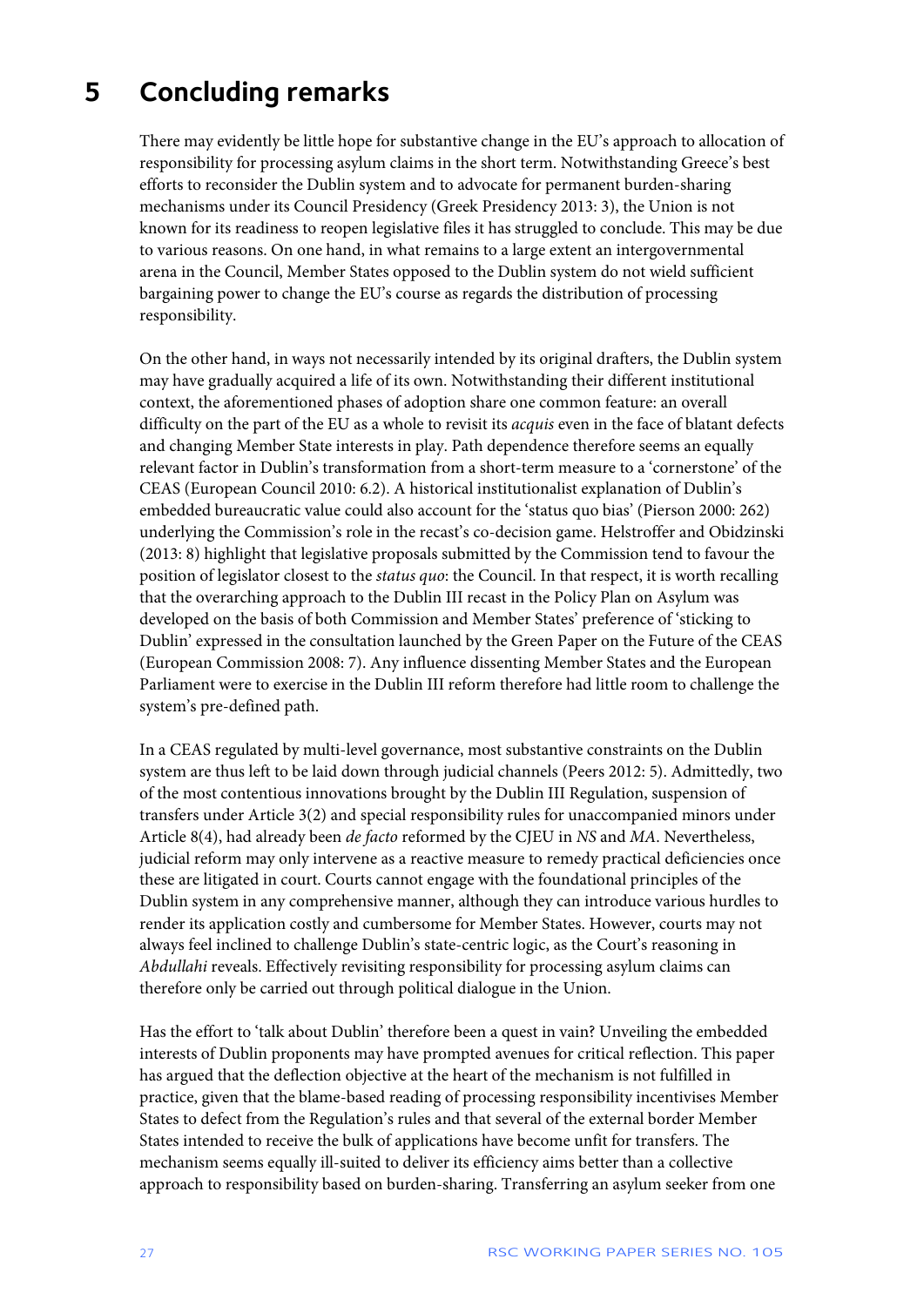# 5 Concluding remarks

There may evidently be little hope for substantive change in the EU's approach to allocation of responsibility for processing asylum claims in the short term. Notwithstanding Greece's best efforts to reconsider the Dublin system and to advocate for permanent burden-sharing mechanisms under its Council Presidency (Greek Presidency 2013: 3), the Union is not known for its readiness to reopen legislative files it has struggled to conclude. This may be due to various reasons. On one hand, in what remains to a large extent an intergovernmental arena in the Council, Member States opposed to the Dublin system do not wield sufficient bargaining power to change the EU's course as regards the distribution of processing responsibility.

On the other hand, in ways not necessarily intended by its original drafters, the Dublin system may have gradually acquired a life of its own. Notwithstanding their different institutional context, the aforementioned phases of adoption share one common feature: an overall difficulty on the part of the EU as a whole to revisit its *acquis* even in the face of blatant defects and changing Member State interests in play. Path dependence therefore seems an equally relevant factor in Dublin's transformation from a short-term measure to a 'cornerstone' of the CEAS (European Council 2010: 6.2). A historical institutionalist explanation of Dublin's embedded bureaucratic value could also account for the 'status quo bias' (Pierson 2000: 262) underlying the Commission's role in the recast's co-decision game. Helstroffer and Obidzinski (2013: 8) highlight that legislative proposals submitted by the Commission tend to favour the position of legislator closest to the *status quo*: the Council. In that respect, it is worth recalling that the overarching approach to the Dublin III recast in the Policy Plan on Asylum was developed on the basis of both Commission and Member States' preference of 'sticking to Dublin' expressed in the consultation launched by the Green Paper on the Future of the CEAS (European Commission 2008: 7). Any influence dissenting Member States and the European Parliament were to exercise in the Dublin III reform therefore had little room to challenge the system's pre-defined path.

In a CEAS regulated by multi-level governance, most substantive constraints on the Dublin system are thus left to be laid down through judicial channels (Peers 2012: 5). Admittedly, two of the most contentious innovations brought by the Dublin III Regulation, suspension of transfers under Article 3(2) and special responsibility rules for unaccompanied minors under Article 8(4), had already been *de facto* reformed by the CJEU in *NS* and *MA*. Nevertheless, judicial reform may only intervene as a reactive measure to remedy practical deficiencies once these are litigated in court. Courts cannot engage with the foundational principles of the Dublin system in any comprehensive manner, although they can introduce various hurdles to render its application costly and cumbersome for Member States. However, courts may not always feel inclined to challenge Dublin's state-centric logic, as the Court's reasoning in *Abdullahi* reveals. Effectively revisiting responsibility for processing asylum claims can therefore only be carried out through political dialogue in the Union.

Has the effort to 'talk about Dublin' therefore been a quest in vain? Unveiling the embedded interests of Dublin proponents may have prompted avenues for critical reflection. This paper has argued that the deflection objective at the heart of the mechanism is not fulfilled in practice, given that the blame-based reading of processing responsibility incentivises Member States to defect from the Regulation's rules and that several of the external border Member States intended to receive the bulk of applications have become unfit for transfers. The mechanism seems equally ill-suited to deliver its efficiency aims better than a collective approach to responsibility based on burden-sharing. Transferring an asylum seeker from one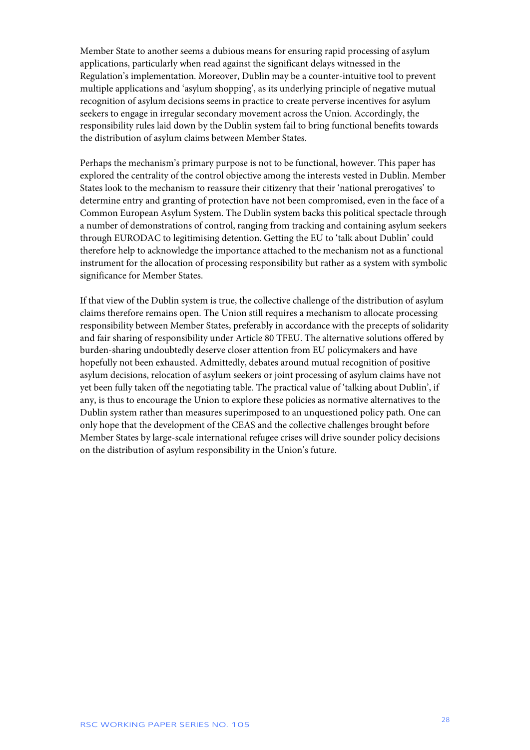Member State to another seems a dubious means for ensuring rapid processing of asylum applications, particularly when read against the significant delays witnessed in the Regulation's implementation. Moreover, Dublin may be a counter-intuitive tool to prevent multiple applications and 'asylum shopping', as its underlying principle of negative mutual recognition of asylum decisions seems in practice to create perverse incentives for asylum seekers to engage in irregular secondary movement across the Union. Accordingly, the responsibility rules laid down by the Dublin system fail to bring functional benefits towards the distribution of asylum claims between Member States.

Perhaps the mechanism's primary purpose is not to be functional, however. This paper has explored the centrality of the control objective among the interests vested in Dublin. Member States look to the mechanism to reassure their citizenry that their 'national prerogatives' to determine entry and granting of protection have not been compromised, even in the face of a Common European Asylum System. The Dublin system backs this political spectacle through a number of demonstrations of control, ranging from tracking and containing asylum seekers through EURODAC to legitimising detention. Getting the EU to 'talk about Dublin' could therefore help to acknowledge the importance attached to the mechanism not as a functional instrument for the allocation of processing responsibility but rather as a system with symbolic significance for Member States.

If that view of the Dublin system is true, the collective challenge of the distribution of asylum claims therefore remains open. The Union still requires a mechanism to allocate processing responsibility between Member States, preferably in accordance with the precepts of solidarity and fair sharing of responsibility under Article 80 TFEU. The alternative solutions offered by burden-sharing undoubtedly deserve closer attention from EU policymakers and have hopefully not been exhausted. Admittedly, debates around mutual recognition of positive asylum decisions, relocation of asylum seekers or joint processing of asylum claims have not yet been fully taken off the negotiating table. The practical value of 'talking about Dublin', if any, is thus to encourage the Union to explore these policies as normative alternatives to the Dublin system rather than measures superimposed to an unquestioned policy path. One can only hope that the development of the CEAS and the collective challenges brought before Member States by large-scale international refugee crises will drive sounder policy decisions on the distribution of asylum responsibility in the Union's future.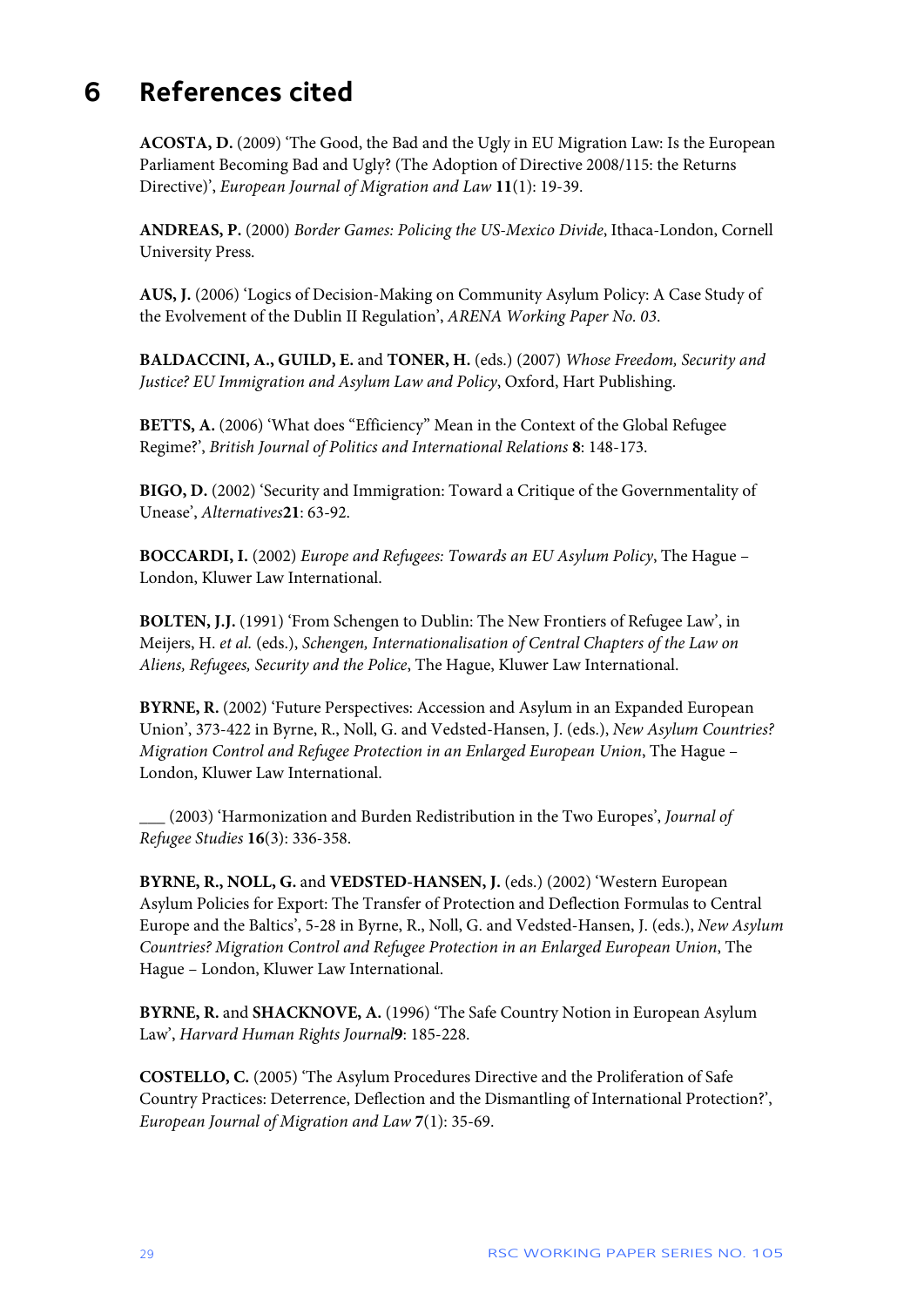# 6 References cited

**ACOSTA, D.** (2009) 'The Good, the Bad and the Ugly in EU Migration Law: Is the European Parliament Becoming Bad and Ugly? (The Adoption of Directive 2008/115: the Returns Directive)', *European Journal of Migration and Law* **11**(1): 19-39.

**ANDREAS, P.** (2000) *Border Games: Policing the US-Mexico Divide*, Ithaca-London, Cornell University Press.

**AUS, J.** (2006) 'Logics of Decision-Making on Community Asylum Policy: A Case Study of the Evolvement of the Dublin II Regulation', *ARENA Working Paper No. 03*.

**BALDACCINI, A., GUILD, E.** and **TONER, H.** (eds.) (2007) *Whose Freedom, Security and Justice? EU Immigration and Asylum Law and Policy*, Oxford, Hart Publishing.

**BETTS, A.** (2006) 'What does "Efficiency" Mean in the Context of the Global Refugee Regime?', *British Journal of Politics and International Relations* **8**: 148-173.

**BIGO, D.** (2002) 'Security and Immigration: Toward a Critique of the Governmentality of Unease', *Alternatives***21**: 63-92.

**BOCCARDI, I.** (2002) *Europe and Refugees: Towards an EU Asylum Policy*, The Hague – London, Kluwer Law International.

**BOLTEN, J.J.** (1991) 'From Schengen to Dublin: The New Frontiers of Refugee Law', in Meijers, H. *et al.* (eds.), *Schengen, Internationalisation of Central Chapters of the Law on Aliens, Refugees, Security and the Police*, The Hague, Kluwer Law International.

**BYRNE, R.** (2002) 'Future Perspectives: Accession and Asylum in an Expanded European Union', 373-422 in Byrne, R., Noll, G. and Vedsted-Hansen, J. (eds.), *New Asylum Countries? Migration Control and Refugee Protection in an Enlarged European Union*, The Hague – London, Kluwer Law International.

___ (2003) 'Harmonization and Burden Redistribution in the Two Europes', *Journal of Refugee Studies* **16**(3): 336-358.

**BYRNE, R., NOLL, G.** and **VEDSTED-HANSEN, J.** (eds.) (2002) 'Western European Asylum Policies for Export: The Transfer of Protection and Deflection Formulas to Central Europe and the Baltics', 5-28 in Byrne, R., Noll, G. and Vedsted-Hansen, J. (eds.), *New Asylum Countries? Migration Control and Refugee Protection in an Enlarged European Union*, The Hague – London, Kluwer Law International.

**BYRNE, R.** and **SHACKNOVE, A.** (1996) 'The Safe Country Notion in European Asylum Law', *Harvard Human Rights Journal***9**: 185-228.

**COSTELLO, C.** (2005) 'The Asylum Procedures Directive and the Proliferation of Safe Country Practices: Deterrence, Deflection and the Dismantling of International Protection?', *European Journal of Migration and Law* **7**(1): 35-69.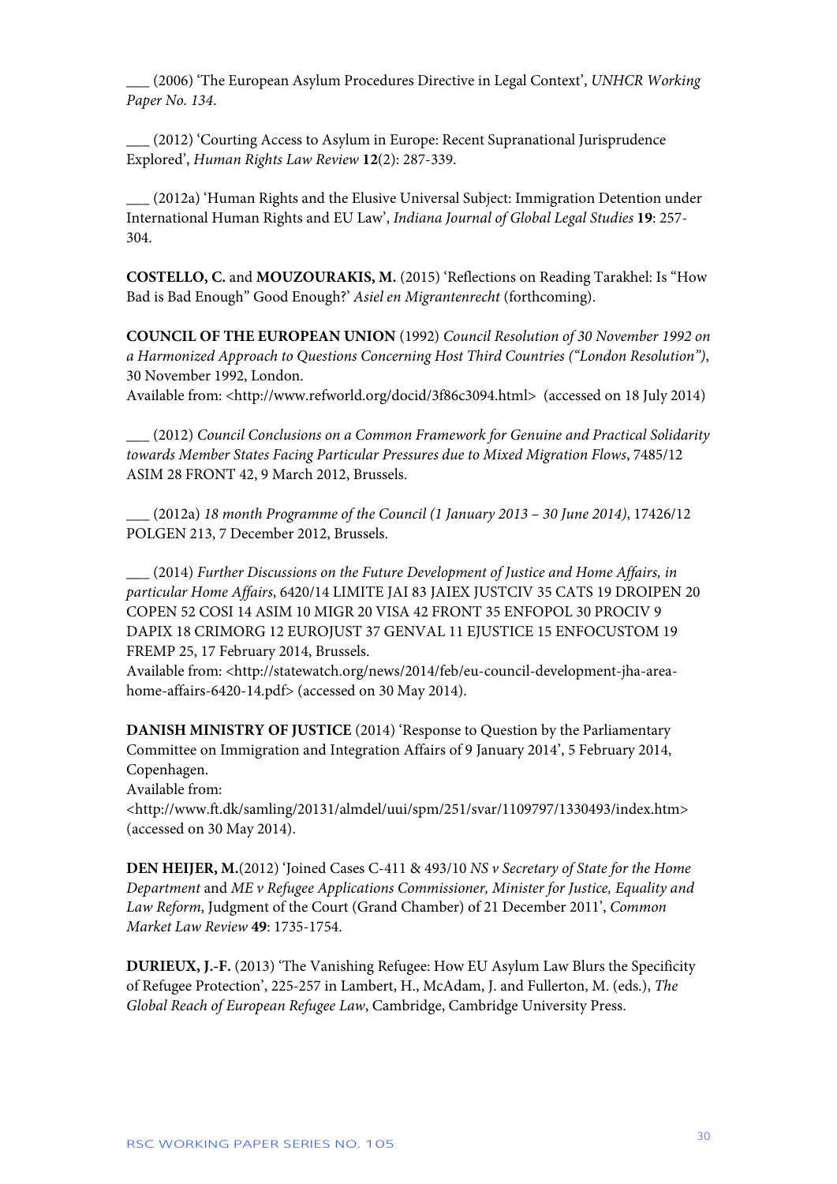\_\_\_ (2006) 'The European Asylum Procedures Directive in Legal Context', *UNHCR Working Paper No. 134*.

\_\_\_ (2012) 'Courting Access to Asylum in Europe: Recent Supranational Jurisprudence Explored', *Human Rights Law Review* **12**(2): 287-339.

\_\_\_ (2012a) 'Human Rights and the Elusive Universal Subject: Immigration Detention under International Human Rights and EU Law', *Indiana Journal of Global Legal Studies* **19**: 257-304.

**COSTELLO, C.** and **MOUZOURAKIS, M.** (2015) 'Reflections on Reading Tarakhel: Is "How Bad is Bad Enough" Good Enough?' *Asiel en Migrantenrecht* (forthcoming).

**COUNCIL OF THE EUROPEAN UNION** (1992) *Council Resolution of 30 November 1992 on a Harmonized Approach to Questions Concerning Host Third Countries ("London Resolution")*, 30 November 1992, London.
Available from: <http://www.refworld.org/docid/3f86c3094.html> (accessed on 18 July 2014)

\_\_\_ (2012) *Council Conclusions on a Common Framework for Genuine and Practical Solidarity towards Member States Facing Particular Pressures due to Mixed Migration Flows*, 7485/12 ASIM 28 FRONT 42, 9 March 2012, Brussels.

\_\_\_ (2012a) *18 month Programme of the Council (1 January 2013 – 30 June 2014)*, 17426/12 POLGEN 213, 7 December 2012, Brussels.

\_\_\_ (2014) *Further Discussions on the Future Development of Justice and Home Affairs, in particular Home Affairs*, 6420/14 LIMITE JAI 83 JAIEX JUSTCIV 35 CATS 19 DROIPEN 20 COPEN 52 COSI 14 ASIM 10 MIGR 20 VISA 42 FRONT 35 ENFOPOL 30 PROCIV 9 DAPIX 18 CRIMORG 12 EUROJUST 37 GENVAL 11 EJUSTICE 15 ENFOCUSTOM 19 FREMP 25, 17 February 2014, Brussels.
Available from: <http://statewatch.org/news/2014/feb/eu-council-development-jha-area-home-affairs-6420-14.pdf> (accessed on 30 May 2014).

**DANISH MINISTRY OF JUSTICE** (2014) 'Response to Question by the Parliamentary Committee on Immigration and Integration Affairs of 9 January 2014', 5 February 2014, Copenhagen.
Available from:
<http://www.ft.dk/samling/20131/almdel/uui/spm/251/svar/1109797/1330493/index.htm> (accessed on 30 May 2014).

**DEN HEIJER, M.**(2012) 'Joined Cases C-411 & 493/10 *NS v Secretary of State for the Home Department* and *ME v Refugee Applications Commissioner, Minister for Justice, Equality and Law Reform*, Judgment of the Court (Grand Chamber) of 21 December 2011', *Common Market Law Review* **49**: 1735-1754.

**DURIEUX, J.-F.** (2013) 'The Vanishing Refugee: How EU Asylum Law Blurs the Specificity of Refugee Protection', 225-257 in Lambert, H., McAdam, J. and Fullerton, M. (eds.), *The Global Reach of European Refugee Law*, Cambridge, Cambridge University Press.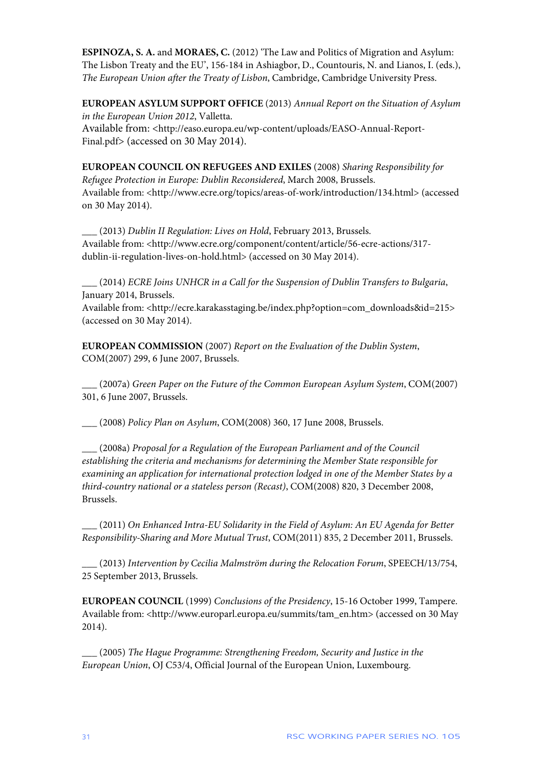**ESPINOZA, S. A.** and **MORAES, C.** (2012) 'The Law and Politics of Migration and Asylum: The Lisbon Treaty and the EU', 156-184 in Ashiagbor, D., Countouris, N. and Lianos, I. (eds.), *The European Union after the Treaty of Lisbon*, Cambridge, Cambridge University Press.

**EUROPEAN ASYLUM SUPPORT OFFICE** (2013) *Annual Report on the Situation of Asylum in the European Union 2012*, Valletta.
Available from: <http://easo.europa.eu/wp-content/uploads/EASO-Annual-Report-Final.pdf> (accessed on 30 May 2014).

**EUROPEAN COUNCIL ON REFUGEES AND EXILES** (2008) *Sharing Responsibility for Refugee Protection in Europe: Dublin Reconsidered*, March 2008, Brussels.
Available from: <http://www.ecre.org/topics/areas-of-work/introduction/134.html> (accessed on 30 May 2014).

___ (2013) *Dublin II Regulation: Lives on Hold*, February 2013, Brussels.
Available from: <http://www.ecre.org/component/content/article/56-ecre-actions/317-dublin-ii-regulation-lives-on-hold.html> (accessed on 30 May 2014).

___ (2014) *ECRE Joins UNHCR in a Call for the Suspension of Dublin Transfers to Bulgaria*, January 2014, Brussels.
Available from: <http://ecre.karakasstaging.be/index.php?option=com_downloads&id=215> (accessed on 30 May 2014).

**EUROPEAN COMMISSION** (2007) *Report on the Evaluation of the Dublin System*, COM(2007) 299, 6 June 2007, Brussels.

___ (2007a) *Green Paper on the Future of the Common European Asylum System*, COM(2007) 301, 6 June 2007, Brussels.

___ (2008) *Policy Plan on Asylum*, COM(2008) 360, 17 June 2008, Brussels.

___ (2008a) *Proposal for a Regulation of the European Parliament and of the Council establishing the criteria and mechanisms for determining the Member State responsible for examining an application for international protection lodged in one of the Member States by a third-country national or a stateless person (Recast)*, COM(2008) 820, 3 December 2008, Brussels.

___ (2011) *On Enhanced Intra-EU Solidarity in the Field of Asylum: An EU Agenda for Better Responsibility-Sharing and More Mutual Trust*, COM(2011) 835, 2 December 2011, Brussels.

___ (2013) *Intervention by Cecilia Malmström during the Relocation Forum*, SPEECH/13/754, 25 September 2013, Brussels.

**EUROPEAN COUNCIL** (1999) *Conclusions of the Presidency*, 15-16 October 1999, Tampere.
Available from: <http://www.europarl.europa.eu/summits/tam_en.htm> (accessed on 30 May 2014).

___ (2005) *The Hague Programme: Strengthening Freedom, Security and Justice in the European Union*, OJ C53/4, Official Journal of the European Union, Luxembourg.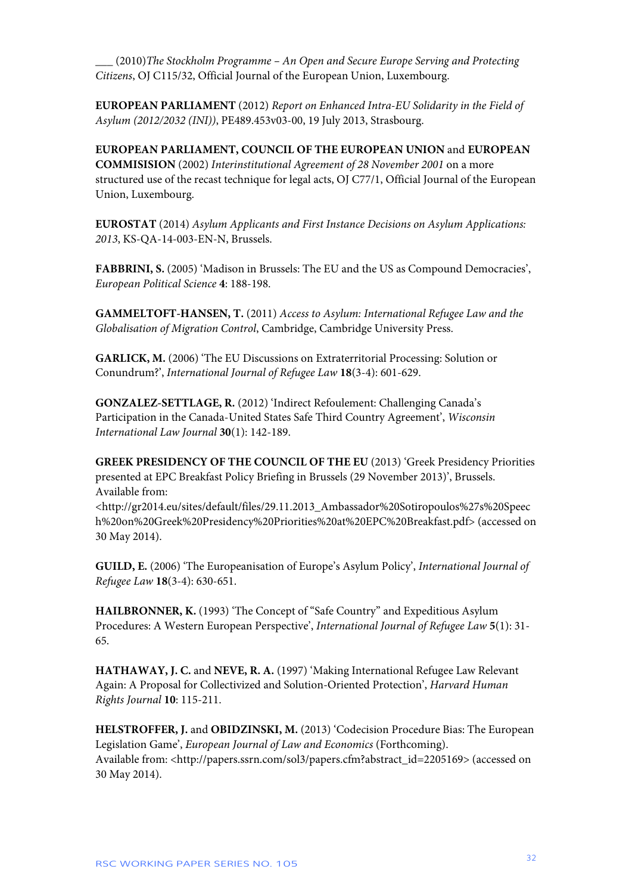___ (2010)*The Stockholm Programme – An Open and Secure Europe Serving and Protecting Citizens*, OJ C115/32, Official Journal of the European Union, Luxembourg.

**EUROPEAN PARLIAMENT** (2012) *Report on Enhanced Intra-EU Solidarity in the Field of Asylum (2012/2032 (INI))*, PE489.453v03-00, 19 July 2013, Strasbourg.

**EUROPEAN PARLIAMENT, COUNCIL OF THE EUROPEAN UNION** and **EUROPEAN COMMISISION** (2002) *Interinstitutional Agreement of 28 November 2001* on a more structured use of the recast technique for legal acts, OJ C77/1, Official Journal of the European Union, Luxembourg.

**EUROSTAT** (2014) *Asylum Applicants and First Instance Decisions on Asylum Applications: 2013*, KS-QA-14-003-EN-N, Brussels.

**FABBRINI, S.** (2005) 'Madison in Brussels: The EU and the US as Compound Democracies', *European Political Science* **4**: 188-198.

**GAMMELTOFT-HANSEN, T.** (2011) *Access to Asylum: International Refugee Law and the Globalisation of Migration Control*, Cambridge, Cambridge University Press.

**GARLICK, M.** (2006) 'The EU Discussions on Extraterritorial Processing: Solution or Conundrum?', *International Journal of Refugee Law* **18**(3-4): 601-629.

**GONZALEZ-SETTLAGE, R.** (2012) 'Indirect Refoulement: Challenging Canada's Participation in the Canada-United States Safe Third Country Agreement', *Wisconsin International Law Journal* **30**(1): 142-189.

**GREEK PRESIDENCY OF THE COUNCIL OF THE EU** (2013) 'Greek Presidency Priorities presented at EPC Breakfast Policy Briefing in Brussels (29 November 2013)', Brussels. Available from: <http://gr2014.eu/sites/default/files/29.11.2013_Ambassador%20Sotiropoulos%27s%20Speech%20on%20Greek%20Presidency%20Priorities%20at%20EPC%20Breakfast.pdf> (accessed on 30 May 2014).

**GUILD, E.** (2006) 'The Europeanisation of Europe's Asylum Policy', *International Journal of Refugee Law* **18**(3-4): 630-651.

**HAILBRONNER, K.** (1993) 'The Concept of "Safe Country" and Expeditious Asylum Procedures: A Western European Perspective', *International Journal of Refugee Law* **5**(1): 31-65.

**HATHAWAY, J. C.** and **NEVE, R. A.** (1997) 'Making International Refugee Law Relevant Again: A Proposal for Collectivized and Solution-Oriented Protection', *Harvard Human Rights Journal* **10**: 115-211.

**HELSTROFFER, J.** and **OBIDZINSKI, M.** (2013) 'Codecision Procedure Bias: The European Legislation Game', *European Journal of Law and Economics* (Forthcoming). Available from: <http://papers.ssrn.com/sol3/papers.cfm?abstract_id=2205169> (accessed on 30 May 2014).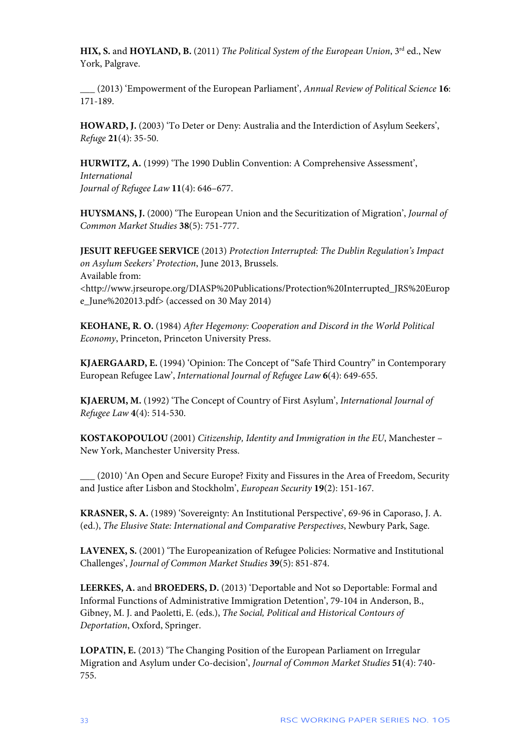**HIX, S.** and **HOYLAND, B.** (2011) *The Political System of the European Union*, 3rd ed., New York, Palgrave.

___ (2013) 'Empowerment of the European Parliament', *Annual Review of Political Science* **16**: 171-189.

**HOWARD, J.** (2003) 'To Deter or Deny: Australia and the Interdiction of Asylum Seekers', *Refuge* **21**(4): 35-50.

**HURWITZ, A.** (1999) 'The 1990 Dublin Convention: A Comprehensive Assessment', *International Journal of Refugee Law* **11**(4): 646–677.

**HUYSMANS, J.** (2000) 'The European Union and the Securitization of Migration', *Journal of Common Market Studies* **38**(5): 751-777.

**JESUIT REFUGEE SERVICE** (2013) *Protection Interrupted: The Dublin Regulation's Impact on Asylum Seekers' Protection*, June 2013, Brussels. Available from: <http://www.jrseurope.org/DIASP%20Publications/Protection%20Interrupted_JRS%20Europe_June%202013.pdf> (accessed on 30 May 2014)

**KEOHANE, R. O.** (1984) *After Hegemony: Cooperation and Discord in the World Political Economy*, Princeton, Princeton University Press.

**KJAERGAARD, E.** (1994) 'Opinion: The Concept of "Safe Third Country" in Contemporary European Refugee Law', *International Journal of Refugee Law* **6**(4): 649-655.

**KJAERUM, M.** (1992) 'The Concept of Country of First Asylum', *International Journal of Refugee Law* **4**(4): 514-530.

**KOSTAKOPOULOU** (2001) *Citizenship, Identity and Immigration in the EU*, Manchester – New York, Manchester University Press.

___ (2010) 'An Open and Secure Europe? Fixity and Fissures in the Area of Freedom, Security and Justice after Lisbon and Stockholm', *European Security* **19**(2): 151-167.

**KRASNER, S. A.** (1989) 'Sovereignty: An Institutional Perspective', 69-96 in Caporaso, J. A. (ed.), *The Elusive State: International and Comparative Perspectives*, Newbury Park, Sage.

**LAVENEX, S.** (2001) 'The Europeanization of Refugee Policies: Normative and Institutional Challenges', *Journal of Common Market Studies* **39**(5): 851-874.

**LEERKES, A.** and **BROEDERS, D.** (2013) 'Deportable and Not so Deportable: Formal and Informal Functions of Administrative Immigration Detention', 79-104 in Anderson, B., Gibney, M. J. and Paoletti, E. (eds.), *The Social, Political and Historical Contours of Deportation*, Oxford, Springer.

**LOPATIN, E.** (2013) 'The Changing Position of the European Parliament on Irregular Migration and Asylum under Co-decision', *Journal of Common Market Studies* **51**(4): 740-755.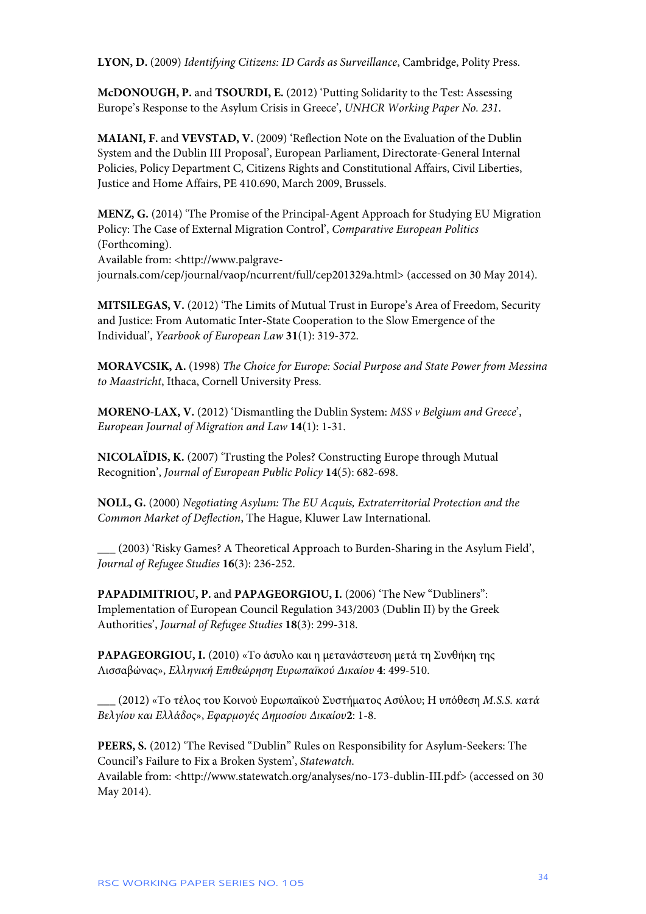**LYON, D.** (2009) *Identifying Citizens: ID Cards as Surveillance*, Cambridge, Polity Press.

**McDONOUGH, P.** and **TSOURDI, E.** (2012) 'Putting Solidarity to the Test: Assessing Europe's Response to the Asylum Crisis in Greece', *UNHCR Working Paper No. 231*.

**MAIANI, F.** and **VEVSTAD, V.** (2009) 'Reflection Note on the Evaluation of the Dublin System and the Dublin III Proposal', European Parliament, Directorate-General Internal Policies, Policy Department C, Citizens Rights and Constitutional Affairs, Civil Liberties, Justice and Home Affairs, PE 410.690, March 2009, Brussels.

**MENZ, G.** (2014) 'The Promise of the Principal-Agent Approach for Studying EU Migration Policy: The Case of External Migration Control', *Comparative European Politics* (Forthcoming).
Available from: <http://www.palgrave-journals.com/cep/journal/vaop/ncurrent/full/cep201329a.html> (accessed on 30 May 2014).

**MITSILEGAS, V.** (2012) 'The Limits of Mutual Trust in Europe's Area of Freedom, Security and Justice: From Automatic Inter-State Cooperation to the Slow Emergence of the Individual', *Yearbook of European Law* **31**(1): 319-372.

**MORAVCSIK, A.** (1998) *The Choice for Europe: Social Purpose and State Power from Messina to Maastricht*, Ithaca, Cornell University Press.

**MORENO-LAX, V.** (2012) 'Dismantling the Dublin System: *MSS v Belgium and Greece*', *European Journal of Migration and Law* **14**(1): 1-31.

**NICOLAÏDIS, K.** (2007) 'Trusting the Poles? Constructing Europe through Mutual Recognition', *Journal of European Public Policy* **14**(5): 682-698.

**NOLL, G.** (2000) *Negotiating Asylum: The EU Acquis, Extraterritorial Protection and the Common Market of Deflection*, The Hague, Kluwer Law International.

___ (2003) 'Risky Games? A Theoretical Approach to Burden-Sharing in the Asylum Field', *Journal of Refugee Studies* **16**(3): 236-252.

**PAPADIMITRIOU, P.** and **PAPAGEORGIOU, I.** (2006) 'The New "Dubliners": Implementation of European Council Regulation 343/2003 (Dublin II) by the Greek Authorities', *Journal of Refugee Studies* **18**(3): 299-318.

**PAPAGEORGIOU, I.** (2010) «Το άσυλο και η μετανάστευση μετά τη Συνθήκη της Λισσαβώνας», *Ελληνική Επιθεώρηση Ευρωπαϊκού Δικαίου* **4**: 499-510.

___ (2012) «Το τέλος του Κοινού Ευρωπαϊκού Συστήματος Ασύλου; Η υπόθεση *M.S.S. κατά Βελγίου και Ελλάδος*», *Εφαρμογές Δημοσίου Δικαίου* **2**: 1-8.

**PEERS, S.** (2012) 'The Revised "Dublin" Rules on Responsibility for Asylum-Seekers: The Council's Failure to Fix a Broken System', *Statewatch*.
Available from: <http://www.statewatch.org/analyses/no-173-dublin-III.pdf> (accessed on 30 May 2014).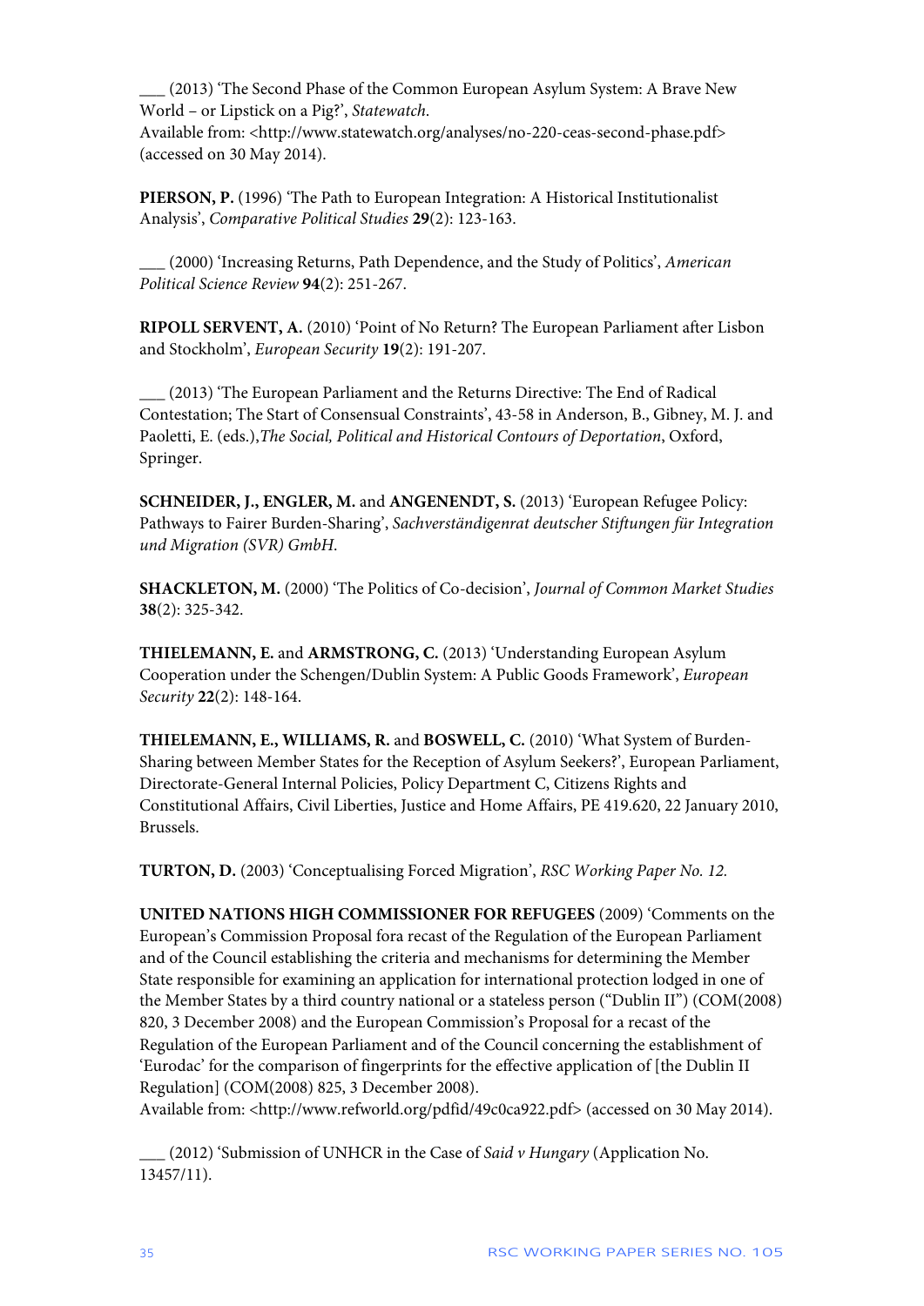___ (2013) 'The Second Phase of the Common European Asylum System: A Brave New World – or Lipstick on a Pig?', *Statewatch*.
Available from: <http://www.statewatch.org/analyses/no-220-ceas-second-phase.pdf> (accessed on 30 May 2014).

**PIERSON, P.** (1996) 'The Path to European Integration: A Historical Institutionalist Analysis', *Comparative Political Studies* **29**(2): 123-163.

___ (2000) 'Increasing Returns, Path Dependence, and the Study of Politics', *American Political Science Review* **94**(2): 251-267.

**RIPOLL SERVENT, A.** (2010) 'Point of No Return? The European Parliament after Lisbon and Stockholm', *European Security* **19**(2): 191-207.

___ (2013) 'The European Parliament and the Returns Directive: The End of Radical Contestation; The Start of Consensual Constraints', 43-58 in Anderson, B., Gibney, M. J. and Paoletti, E. (eds.),*The Social, Political and Historical Contours of Deportation*, Oxford, Springer.

**SCHNEIDER, J., ENGLER, M.** and **ANGENENDT, S.** (2013) 'European Refugee Policy: Pathways to Fairer Burden-Sharing', *Sachverständigenrat deutscher Stiftungen für Integration und Migration (SVR) GmbH*.

**SHACKLETON, M.** (2000) 'The Politics of Co-decision', *Journal of Common Market Studies* **38**(2): 325-342.

**THIELEMANN, E.** and **ARMSTRONG, C.** (2013) 'Understanding European Asylum Cooperation under the Schengen/Dublin System: A Public Goods Framework', *European Security* **22**(2): 148-164.

**THIELEMANN, E., WILLIAMS, R.** and **BOSWELL, C.** (2010) 'What System of Burden-Sharing between Member States for the Reception of Asylum Seekers?', European Parliament, Directorate-General Internal Policies, Policy Department C, Citizens Rights and Constitutional Affairs, Civil Liberties, Justice and Home Affairs, PE 419.620, 22 January 2010, Brussels.

**TURTON, D.** (2003) 'Conceptualising Forced Migration', *RSC Working Paper No. 12.*

**UNITED NATIONS HIGH COMMISSIONER FOR REFUGEES** (2009) 'Comments on the European's Commission Proposal fora recast of the Regulation of the European Parliament and of the Council establishing the criteria and mechanisms for determining the Member State responsible for examining an application for international protection lodged in one of the Member States by a third country national or a stateless person ("Dublin II") (COM(2008) 820, 3 December 2008) and the European Commission's Proposal for a recast of the Regulation of the European Parliament and of the Council concerning the establishment of 'Eurodac' for the comparison of fingerprints for the effective application of [the Dublin II Regulation] (COM(2008) 825, 3 December 2008).
Available from: <http://www.refworld.org/pdfid/49c0ca922.pdf> (accessed on 30 May 2014).

___ (2012) 'Submission of UNHCR in the Case of *Said v Hungary* (Application No. 13457/11).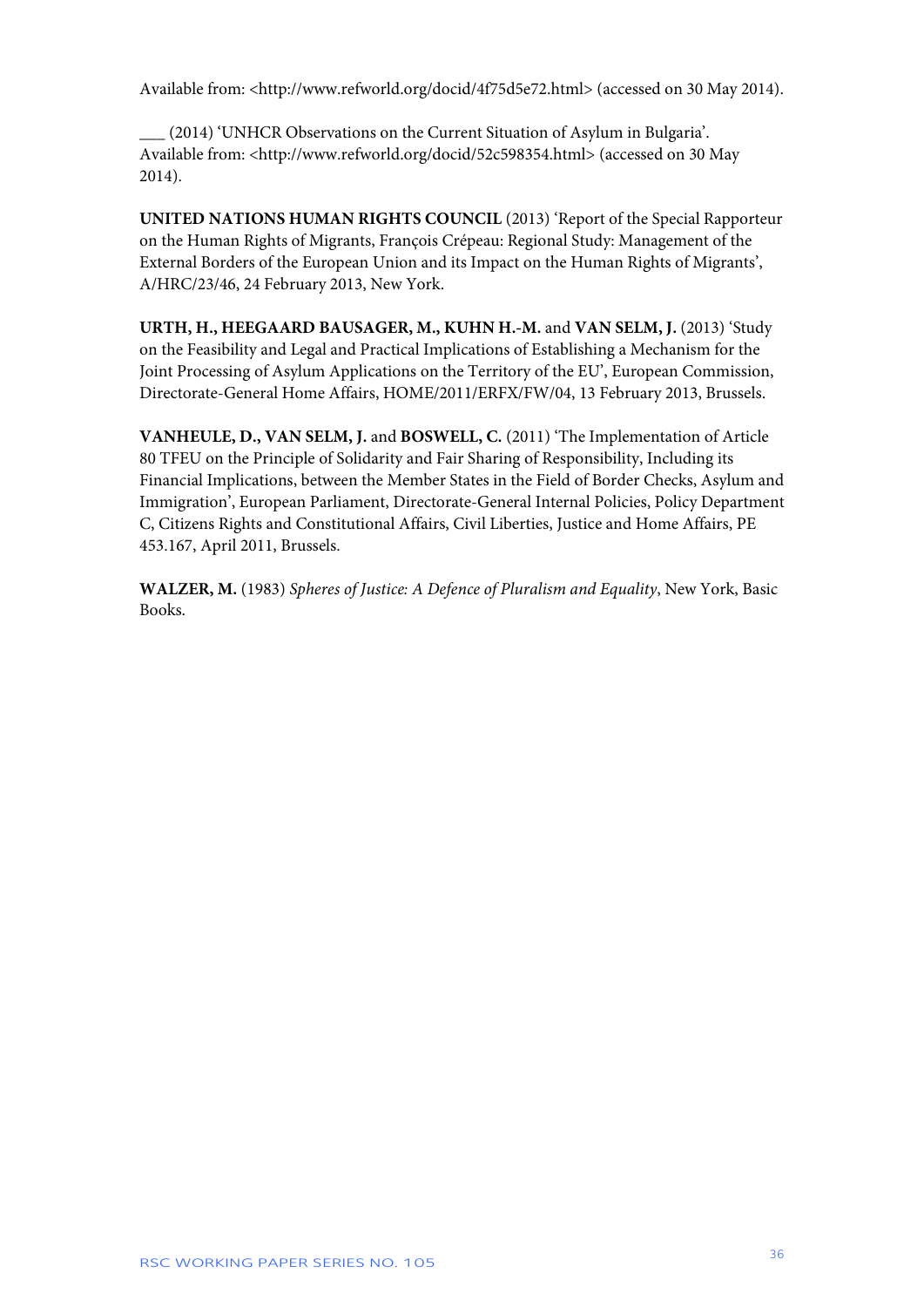Available from: <http://www.refworld.org/docid/4f75d5e72.html> (accessed on 30 May 2014).

___ (2014) 'UNHCR Observations on the Current Situation of Asylum in Bulgaria'. Available from: <http://www.refworld.org/docid/52c598354.html> (accessed on 30 May 2014).

**UNITED NATIONS HUMAN RIGHTS COUNCIL** (2013) 'Report of the Special Rapporteur on the Human Rights of Migrants, François Crépeau: Regional Study: Management of the External Borders of the European Union and its Impact on the Human Rights of Migrants', A/HRC/23/46, 24 February 2013, New York.

**URTH, H., HEEGAARD BAUSAGER, M., KUHN H.-M.** and **VAN SELM, J.** (2013) 'Study on the Feasibility and Legal and Practical Implications of Establishing a Mechanism for the Joint Processing of Asylum Applications on the Territory of the EU', European Commission, Directorate-General Home Affairs, HOME/2011/ERFX/FW/04, 13 February 2013, Brussels.

**VANHEULE, D., VAN SELM, J.** and **BOSWELL, C.** (2011) 'The Implementation of Article 80 TFEU on the Principle of Solidarity and Fair Sharing of Responsibility, Including its Financial Implications, between the Member States in the Field of Border Checks, Asylum and Immigration', European Parliament, Directorate-General Internal Policies, Policy Department C, Citizens Rights and Constitutional Affairs, Civil Liberties, Justice and Home Affairs, PE 453.167, April 2011, Brussels.

**WALZER, M.** (1983) *Spheres of Justice: A Defence of Pluralism and Equality*, New York, Basic Books.